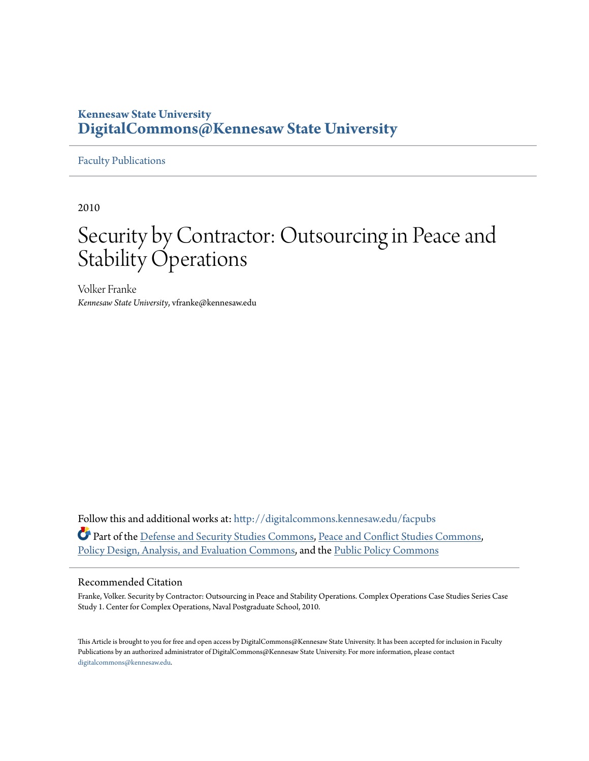**Kennesaw State University**
**DigitalCommons@Kennesaw State University**

Faculty Publications

2010

# Security by Contractor: Outsourcing in Peace and Stability Operations

Volker Franke
*Kennesaw State University*, vfranke@kennesaw.edu

Follow this and additional works at: http://digitalcommons.kennesaw.edu/facpubs

Part of the Defense and Security Studies Commons, Peace and Conflict Studies Commons, Policy Design, Analysis, and Evaluation Commons, and the Public Policy Commons

## Recommended Citation

Franke, Volker. Security by Contractor: Outsourcing in Peace and Stability Operations. Complex Operations Case Studies Series Case Study 1. Center for Complex Operations, Naval Postgraduate School, 2010.

This Article is brought to you for free and open access by DigitalCommons@Kennesaw State University. It has been accepted for inclusion in Faculty Publications by an authorized administrator of DigitalCommons@Kennesaw State University. For more information, please contact digitalcommons@kennesaw.edu.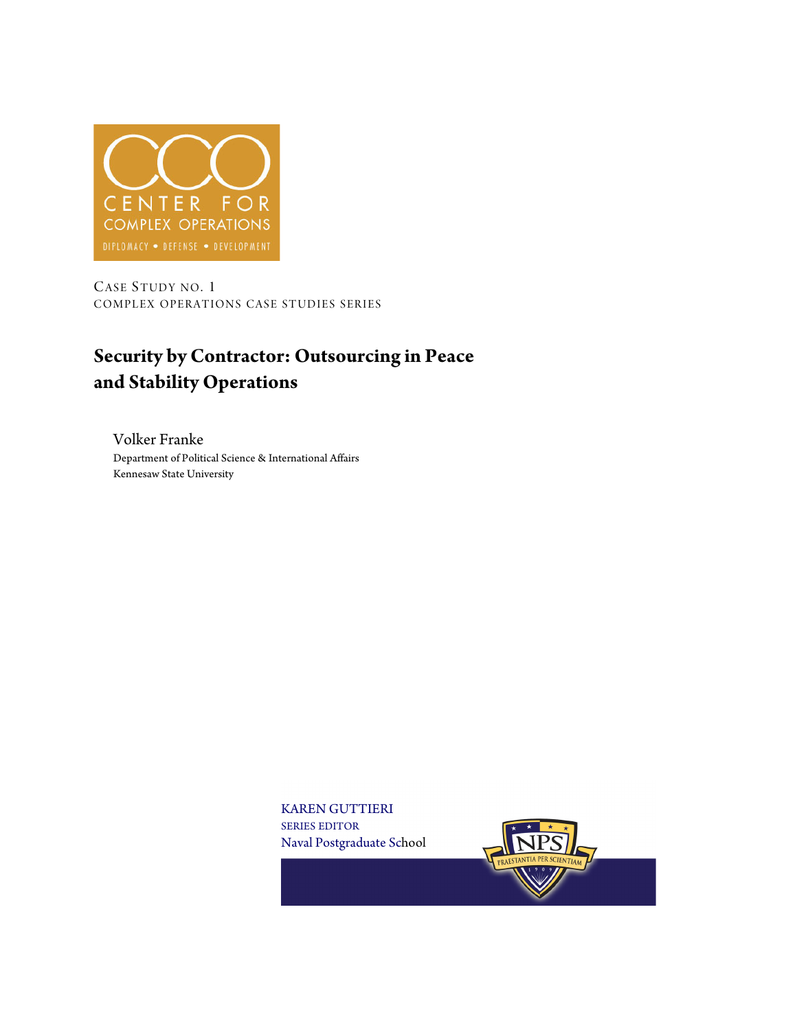CENTER FOR COMPLEX OPERATIONS

DIPLOMACY • DEFENSE • DEVELOPMENT

CASE STUDY NO. 1

COMPLEX OPERATIONS CASE STUDIES SERIES

# Security by Contractor: Outsourcing in Peace and Stability Operations

Volker Franke

Department of Political Science & International Affairs

Kennesaw State University

KAREN GUTTIERI

SERIES EDITOR

Naval Postgraduate School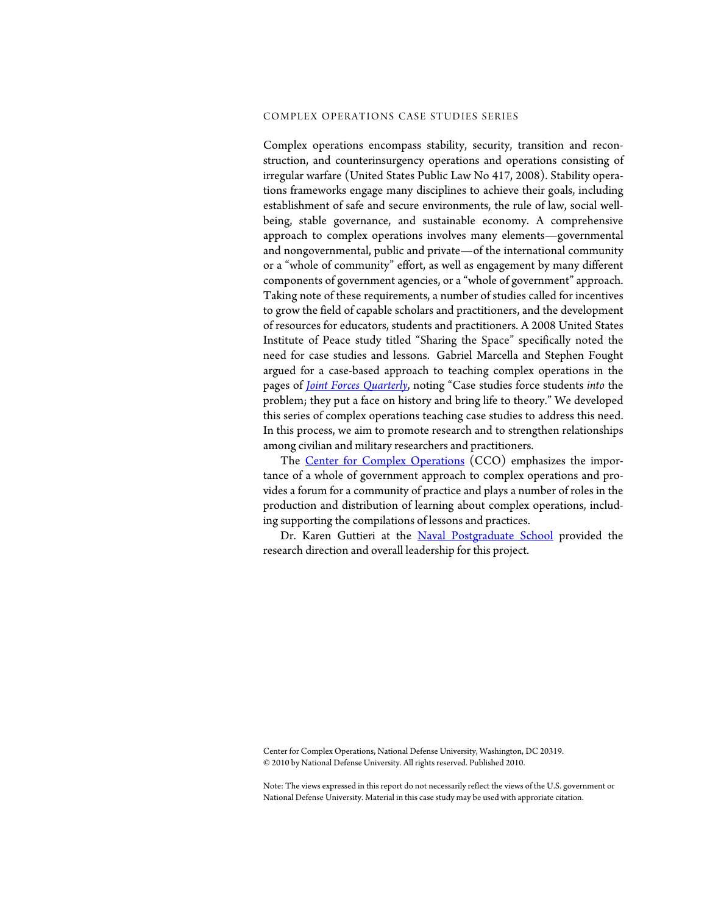COMPLEX OPERATIONS CASE STUDIES SERIES

Complex operations encompass stability, security, transition and reconstruction, and counterinsurgency operations and operations consisting of irregular warfare (United States Public Law No 417, 2008). Stability operations frameworks engage many disciplines to achieve their goals, including establishment of safe and secure environments, the rule of law, social well-being, stable governance, and sustainable economy. A comprehensive approach to complex operations involves many elements—governmental and nongovernmental, public and private—of the international community or a "whole of community" effort, as well as engagement by many different components of government agencies, or a "whole of government" approach. Taking note of these requirements, a number of studies called for incentives to grow the field of capable scholars and practitioners, and the development of resources for educators, students and practitioners. A 2008 United States Institute of Peace study titled "Sharing the Space" specifically noted the need for case studies and lessons. Gabriel Marcella and Stephen Fought argued for a case-based approach to teaching complex operations in the pages of *Joint Forces Quarterly*, noting "Case studies force students *into* the problem; they put a face on history and bring life to theory." We developed this series of complex operations teaching case studies to address this need. In this process, we aim to promote research and to strengthen relationships among civilian and military researchers and practitioners.

The Center for Complex Operations (CCO) emphasizes the importance of a whole of government approach to complex operations and provides a forum for a community of practice and plays a number of roles in the production and distribution of learning about complex operations, including supporting the compilations of lessons and practices.

Dr. Karen Guttieri at the Naval Postgraduate School provided the research direction and overall leadership for this project.

Center for Complex Operations, National Defense University, Washington, DC 20319.
© 2010 by National Defense University. All rights reserved. Published 2010.

Note: The views expressed in this report do not necessarily reflect the views of the U.S. government or National Defense University. Material in this case study may be used with approriate citation.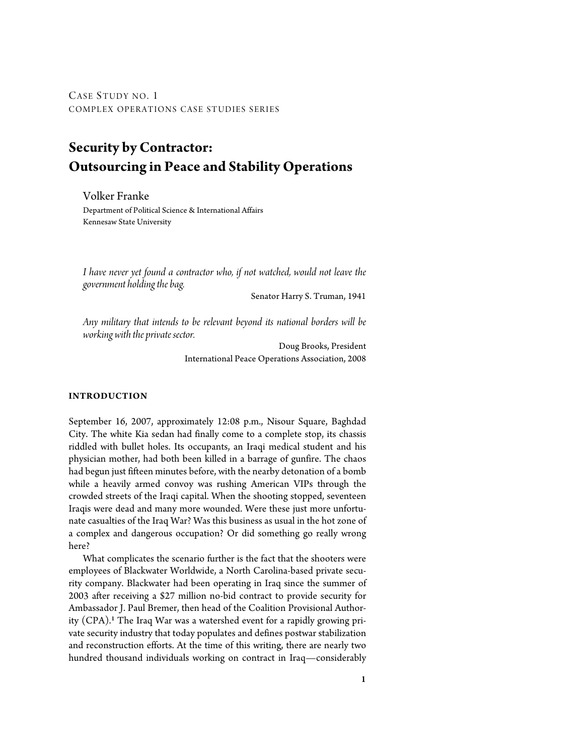Case Study no. 1
complex operations case studies series

# Security by Contractor: Outsourcing in Peace and Stability Operations

Volker Franke
Department of Political Science & International Affairs
Kennesaw State University

*I have never yet found a contractor who, if not watched, would not leave the government holding the bag.*

Senator Harry S. Truman, 1941

*Any military that intends to be relevant beyond its national borders will be working with the private sector.*

Doug Brooks, President
International Peace Operations Association, 2008

## INTRODUCTION

September 16, 2007, approximately 12:08 p.m., Nisour Square, Baghdad City. The white Kia sedan had finally come to a complete stop, its chassis riddled with bullet holes. Its occupants, an Iraqi medical student and his physician mother, had both been killed in a barrage of gunfire. The chaos had begun just fifteen minutes before, with the nearby detonation of a bomb while a heavily armed convoy was rushing American VIPs through the crowded streets of the Iraqi capital. When the shooting stopped, seventeen Iraqis were dead and many more wounded. Were these just more unfortunate casualties of the Iraq War? Was this business as usual in the hot zone of a complex and dangerous occupation? Or did something go really wrong here?

What complicates the scenario further is the fact that the shooters were employees of Blackwater Worldwide, a North Carolina-based private security company. Blackwater had been operating in Iraq since the summer of 2003 after receiving a $27 million no-bid contract to provide security for Ambassador J. Paul Bremer, then head of the Coalition Provisional Authority (CPA).[1] The Iraq War was a watershed event for a rapidly growing private security industry that today populates and defines postwar stabilization and reconstruction efforts. At the time of this writing, there are nearly two hundred thousand individuals working on contract in Iraq—considerably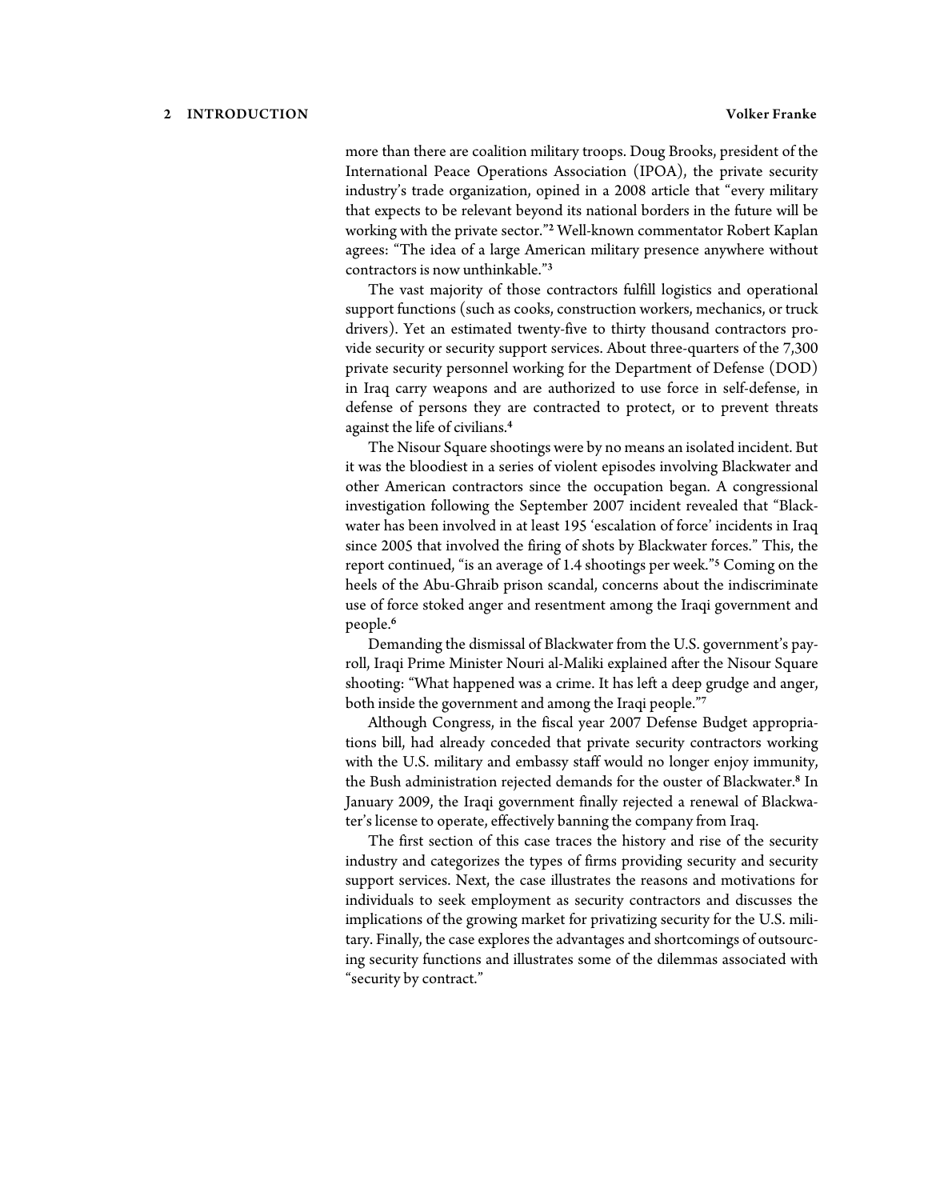more than there are coalition military troops. Doug Brooks, president of the International Peace Operations Association (IPOA), the private security industry's trade organization, opined in a 2008 article that "every military that expects to be relevant beyond its national borders in the future will be working with the private sector."[2] Well-known commentator Robert Kaplan agrees: "The idea of a large American military presence anywhere without contractors is now unthinkable."[3]

The vast majority of those contractors fulfill logistics and operational support functions (such as cooks, construction workers, mechanics, or truck drivers). Yet an estimated twenty-five to thirty thousand contractors provide security or security support services. About three-quarters of the 7,300 private security personnel working for the Department of Defense (DOD) in Iraq carry weapons and are authorized to use force in self-defense, in defense of persons they are contracted to protect, or to prevent threats against the life of civilians.[4]

The Nisour Square shootings were by no means an isolated incident. But it was the bloodiest in a series of violent episodes involving Blackwater and other American contractors since the occupation began. A congressional investigation following the September 2007 incident revealed that "Blackwater has been involved in at least 195 'escalation of force' incidents in Iraq since 2005 that involved the firing of shots by Blackwater forces." This, the report continued, "is an average of 1.4 shootings per week."[5] Coming on the heels of the Abu-Ghraib prison scandal, concerns about the indiscriminate use of force stoked anger and resentment among the Iraqi government and people.[6]

Demanding the dismissal of Blackwater from the U.S. government's payroll, Iraqi Prime Minister Nouri al-Maliki explained after the Nisour Square shooting: "What happened was a crime. It has left a deep grudge and anger, both inside the government and among the Iraqi people."[7]

Although Congress, in the fiscal year 2007 Defense Budget appropriations bill, had already conceded that private security contractors working with the U.S. military and embassy staff would no longer enjoy immunity, the Bush administration rejected demands for the ouster of Blackwater.[8] In January 2009, the Iraqi government finally rejected a renewal of Blackwater's license to operate, effectively banning the company from Iraq.

The first section of this case traces the history and rise of the security industry and categorizes the types of firms providing security and security support services. Next, the case illustrates the reasons and motivations for individuals to seek employment as security contractors and discusses the implications of the growing market for privatizing security for the U.S. military. Finally, the case explores the advantages and shortcomings of outsourcing security functions and illustrates some of the dilemmas associated with "security by contract."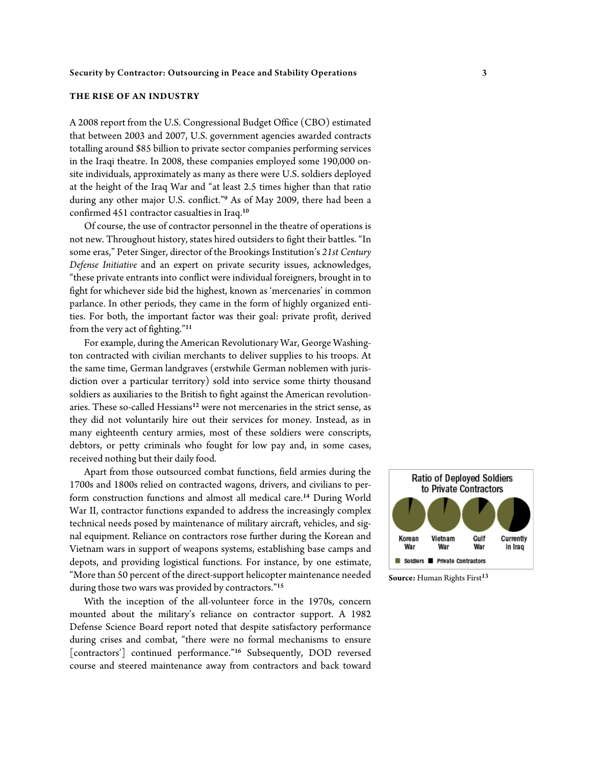## THE RISE OF AN INDUSTRY

A 2008 report from the U.S. Congressional Budget Office (CBO) estimated that between 2003 and 2007, U.S. government agencies awarded contracts totalling around $85 billion to private sector companies performing services in the Iraqi theatre. In 2008, these companies employed some 190,000 on-site individuals, approximately as many as there were U.S. soldiers deployed at the height of the Iraq War and "at least 2.5 times higher than that ratio during any other major U.S. conflict."[9] As of May 2009, there had been a confirmed 451 contractor casualties in Iraq.[10]

Of course, the use of contractor personnel in the theatre of operations is not new. Throughout history, states hired outsiders to fight their battles. "In some eras," Peter Singer, director of the Brookings Institution's *21st Century Defense Initiative* and an expert on private security issues, acknowledges, "these private entrants into conflict were individual foreigners, brought in to fight for whichever side bid the highest, known as 'mercenaries' in common parlance. In other periods, they came in the form of highly organized entities. For both, the important factor was their goal: private profit, derived from the very act of fighting."[11]

For example, during the American Revolutionary War, George Washington contracted with civilian merchants to deliver supplies to his troops. At the same time, German landgraves (erstwhile German noblemen with jurisdiction over a particular territory) sold into service some thirty thousand soldiers as auxiliaries to the British to fight against the American revolutionaries. These so-called Hessians[12] were not mercenaries in the strict sense, as they did not voluntarily hire out their services for money. Instead, as in many eighteenth century armies, most of these soldiers were conscripts, debtors, or petty criminals who fought for low pay and, in some cases, received nothing but their daily food.

Apart from those outsourced combat functions, field armies during the 1700s and 1800s relied on contracted wagons, drivers, and civilians to perform construction functions and almost all medical care.[14] During World War II, contractor functions expanded to address the increasingly complex technical needs posed by maintenance of military aircraft, vehicles, and signal equipment. Reliance on contractors rose further during the Korean and Vietnam wars in support of weapons systems, establishing base camps and depots, and providing logistical functions. For instance, by one estimate, "More than 50 percent of the direct-support helicopter maintenance needed during those two wars was provided by contractors."[15]

**Ratio of Deployed Soldiers to Private Contractors**

Korean War | Vietnam War | Gulf War | Currently in Iraq

■ Soldiers ■ Private Contractors

**Source:** Human Rights First[13]

With the inception of the all-volunteer force in the 1970s, concern mounted about the military's reliance on contractor support. A 1982 Defense Science Board report noted that despite satisfactory performance during crises and combat, "there were no formal mechanisms to ensure [contractors'] continued performance."[16] Subsequently, DOD reversed course and steered maintenance away from contractors and back toward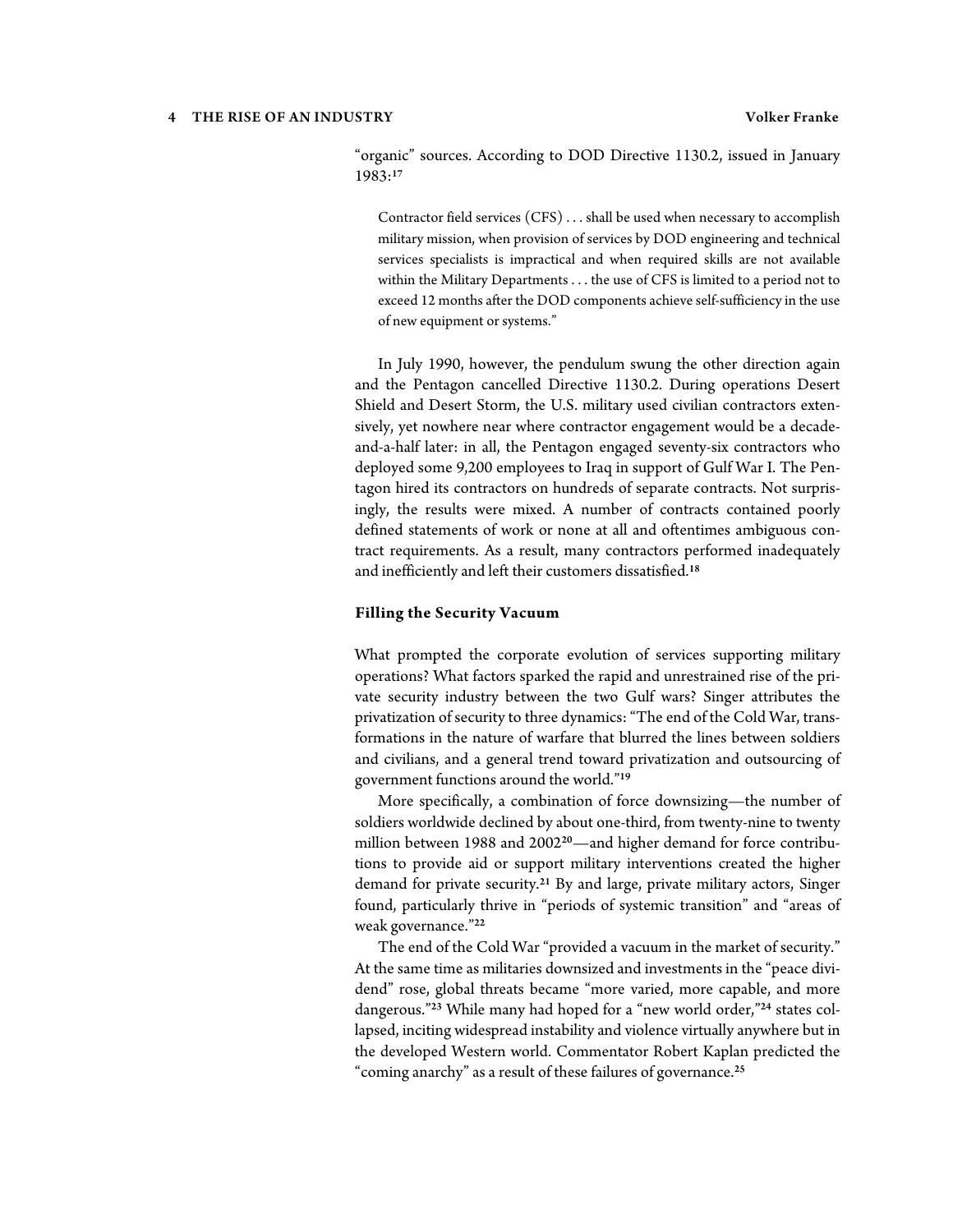"organic" sources. According to DOD Directive 1130.2, issued in January 1983:[17]

> Contractor field services (CFS) . . . shall be used when necessary to accomplish military mission, when provision of services by DOD engineering and technical services specialists is impractical and when required skills are not available within the Military Departments . . . the use of CFS is limited to a period not to exceed 12 months after the DOD components achieve self-sufficiency in the use of new equipment or systems."

In July 1990, however, the pendulum swung the other direction again and the Pentagon cancelled Directive 1130.2. During operations Desert Shield and Desert Storm, the U.S. military used civilian contractors extensively, yet nowhere near where contractor engagement would be a decade-and-a-half later: in all, the Pentagon engaged seventy-six contractors who deployed some 9,200 employees to Iraq in support of Gulf War I. The Pentagon hired its contractors on hundreds of separate contracts. Not surprisingly, the results were mixed. A number of contracts contained poorly defined statements of work or none at all and oftentimes ambiguous contract requirements. As a result, many contractors performed inadequately and inefficiently and left their customers dissatisfied.[18]

### Filling the Security Vacuum

What prompted the corporate evolution of services supporting military operations? What factors sparked the rapid and unrestrained rise of the private security industry between the two Gulf wars? Singer attributes the privatization of security to three dynamics: "The end of the Cold War, transformations in the nature of warfare that blurred the lines between soldiers and civilians, and a general trend toward privatization and outsourcing of government functions around the world."[19]

More specifically, a combination of force downsizing—the number of soldiers worldwide declined by about one-third, from twenty-nine to twenty million between 1988 and 2002[20]—and higher demand for force contributions to provide aid or support military interventions created the higher demand for private security.[21] By and large, private military actors, Singer found, particularly thrive in "periods of systemic transition" and "areas of weak governance."[22]

The end of the Cold War "provided a vacuum in the market of security." At the same time as militaries downsized and investments in the "peace dividend" rose, global threats became "more varied, more capable, and more dangerous."[23] While many had hoped for a "new world order,"[24] states collapsed, inciting widespread instability and violence virtually anywhere but in the developed Western world. Commentator Robert Kaplan predicted the "coming anarchy" as a result of these failures of governance.[25]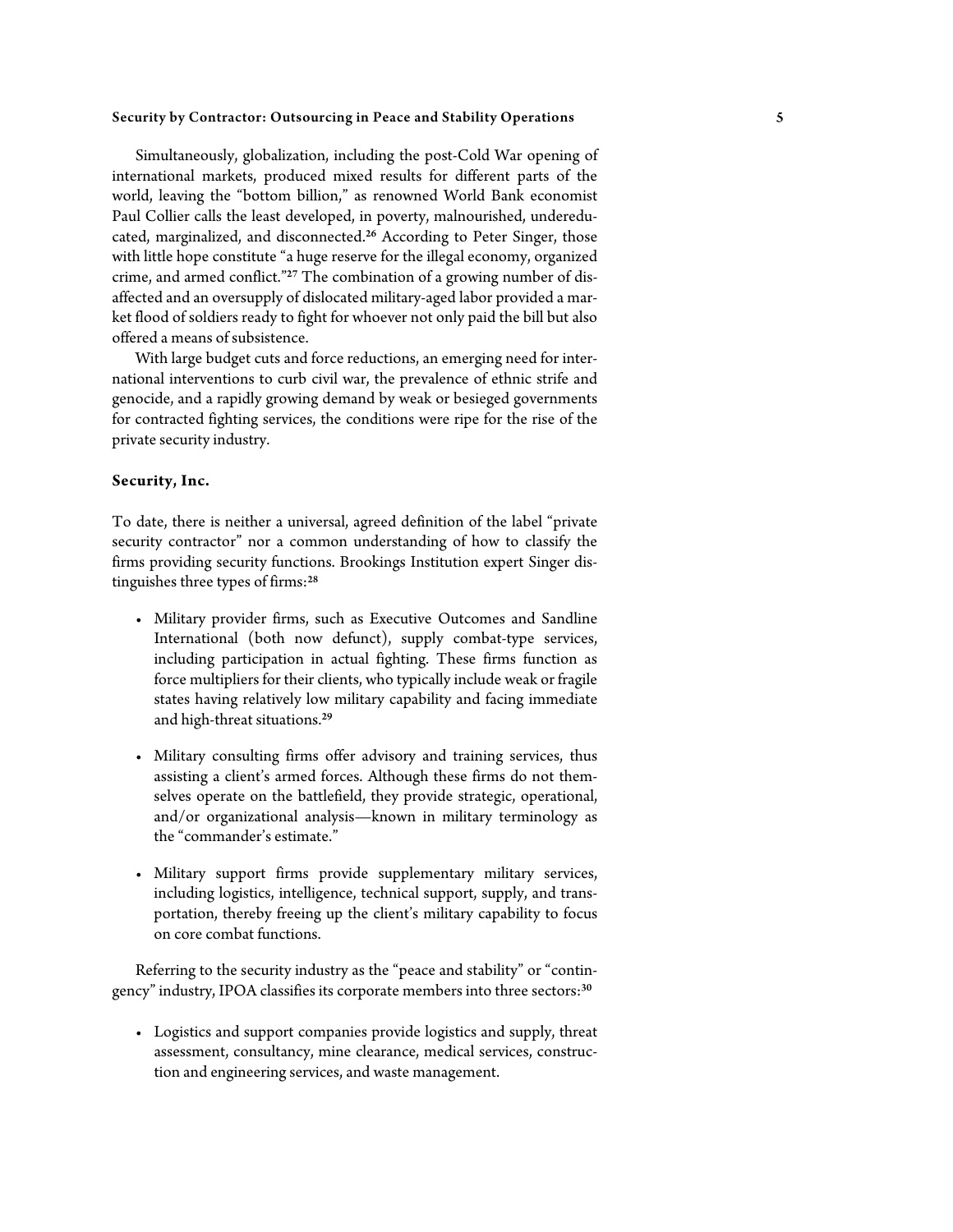Simultaneously, globalization, including the post-Cold War opening of international markets, produced mixed results for different parts of the world, leaving the "bottom billion," as renowned World Bank economist Paul Collier calls the least developed, in poverty, malnourished, undereducated, marginalized, and disconnected.[26] According to Peter Singer, those with little hope constitute "a huge reserve for the illegal economy, organized crime, and armed conflict."[27] The combination of a growing number of disaffected and an oversupply of dislocated military-aged labor provided a market flood of soldiers ready to fight for whoever not only paid the bill but also offered a means of subsistence.

With large budget cuts and force reductions, an emerging need for international interventions to curb civil war, the prevalence of ethnic strife and genocide, and a rapidly growing demand by weak or besieged governments for contracted fighting services, the conditions were ripe for the rise of the private security industry.

### Security, Inc.

To date, there is neither a universal, agreed definition of the label "private security contractor" nor a common understanding of how to classify the firms providing security functions. Brookings Institution expert Singer distinguishes three types of firms:[28]

- Military provider firms, such as Executive Outcomes and Sandline International (both now defunct), supply combat-type services, including participation in actual fighting. These firms function as force multipliers for their clients, who typically include weak or fragile states having relatively low military capability and facing immediate and high-threat situations.[29]
- Military consulting firms offer advisory and training services, thus assisting a client's armed forces. Although these firms do not themselves operate on the battlefield, they provide strategic, operational, and/or organizational analysis—known in military terminology as the "commander's estimate."
- Military support firms provide supplementary military services, including logistics, intelligence, technical support, supply, and transportation, thereby freeing up the client's military capability to focus on core combat functions.

Referring to the security industry as the "peace and stability" or "contingency" industry, IPOA classifies its corporate members into three sectors:[30]

- Logistics and support companies provide logistics and supply, threat assessment, consultancy, mine clearance, medical services, construction and engineering services, and waste management.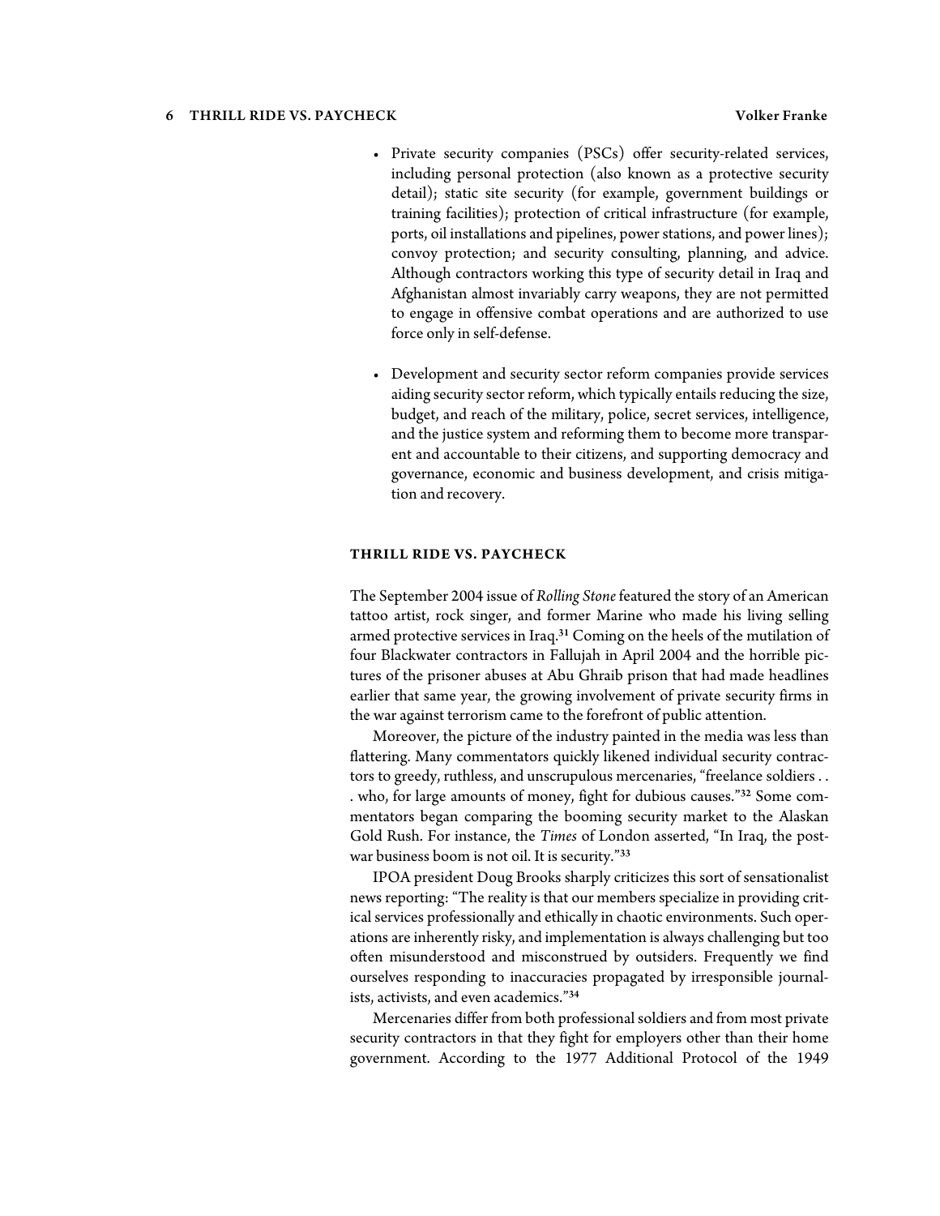- Private security companies (PSCs) offer security-related services, including personal protection (also known as a protective security detail); static site security (for example, government buildings or training facilities); protection of critical infrastructure (for example, ports, oil installations and pipelines, power stations, and power lines); convoy protection; and security consulting, planning, and advice. Although contractors working this type of security detail in Iraq and Afghanistan almost invariably carry weapons, they are not permitted to engage in offensive combat operations and are authorized to use force only in self-defense.

- Development and security sector reform companies provide services aiding security sector reform, which typically entails reducing the size, budget, and reach of the military, police, secret services, intelligence, and the justice system and reforming them to become more transparent and accountable to their citizens, and supporting democracy and governance, economic and business development, and crisis mitigation and recovery.

## THRILL RIDE VS. PAYCHECK

The September 2004 issue of *Rolling Stone* featured the story of an American tattoo artist, rock singer, and former Marine who made his living selling armed protective services in Iraq.[31] Coming on the heels of the mutilation of four Blackwater contractors in Fallujah in April 2004 and the horrible pictures of the prisoner abuses at Abu Ghraib prison that had made headlines earlier that same year, the growing involvement of private security firms in the war against terrorism came to the forefront of public attention.

Moreover, the picture of the industry painted in the media was less than flattering. Many commentators quickly likened individual security contractors to greedy, ruthless, and unscrupulous mercenaries, "freelance soldiers . . . who, for large amounts of money, fight for dubious causes."[32] Some commentators began comparing the booming security market to the Alaskan Gold Rush. For instance, the *Times* of London asserted, "In Iraq, the postwar business boom is not oil. It is security."[33]

IPOA president Doug Brooks sharply criticizes this sort of sensationalist news reporting: "The reality is that our members specialize in providing critical services professionally and ethically in chaotic environments. Such operations are inherently risky, and implementation is always challenging but too often misunderstood and misconstrued by outsiders. Frequently we find ourselves responding to inaccuracies propagated by irresponsible journalists, activists, and even academics."[34]

Mercenaries differ from both professional soldiers and from most private security contractors in that they fight for employers other than their home government. According to the 1977 Additional Protocol of the 1949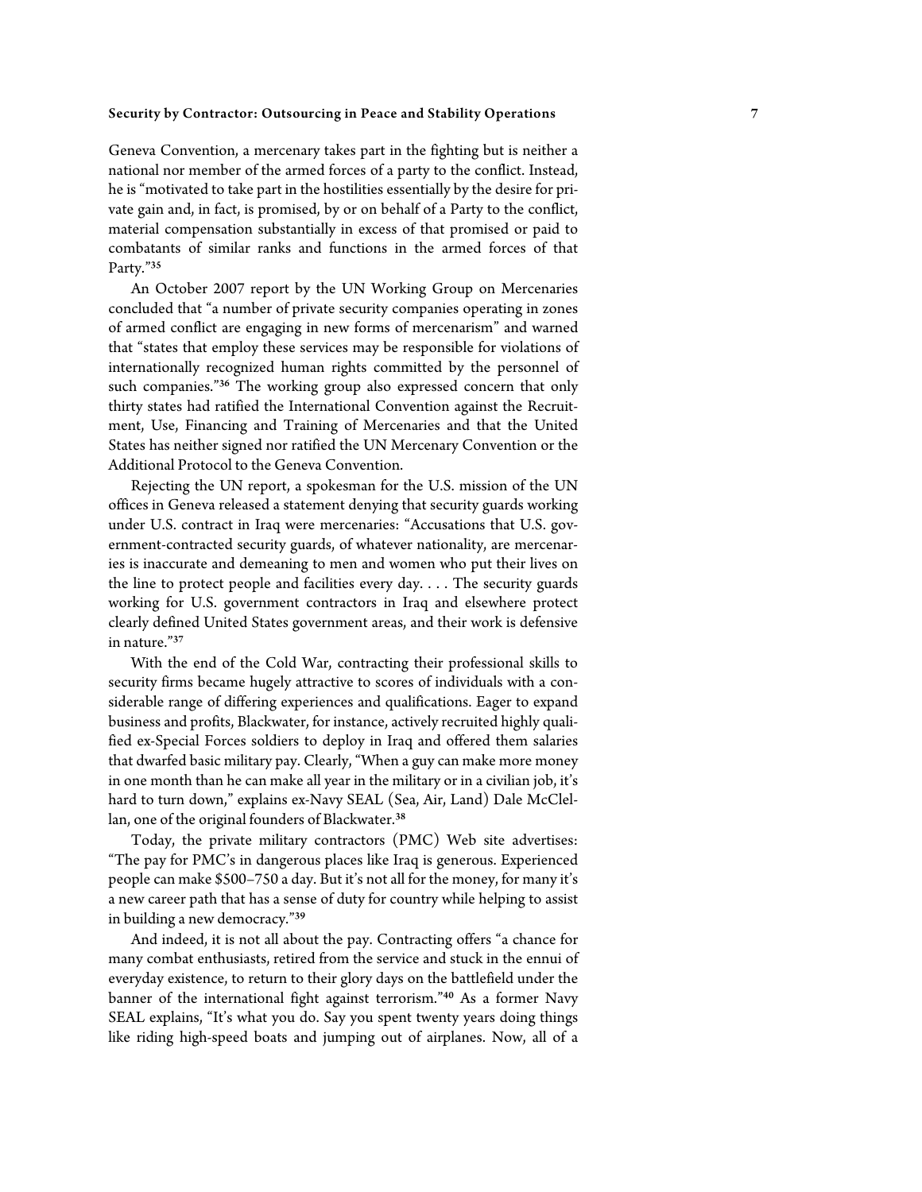Geneva Convention, a mercenary takes part in the fighting but is neither a national nor member of the armed forces of a party to the conflict. Instead, he is "motivated to take part in the hostilities essentially by the desire for private gain and, in fact, is promised, by or on behalf of a Party to the conflict, material compensation substantially in excess of that promised or paid to combatants of similar ranks and functions in the armed forces of that Party."[35]

An October 2007 report by the UN Working Group on Mercenaries concluded that "a number of private security companies operating in zones of armed conflict are engaging in new forms of mercenarism" and warned that "states that employ these services may be responsible for violations of internationally recognized human rights committed by the personnel of such companies."[36] The working group also expressed concern that only thirty states had ratified the International Convention against the Recruitment, Use, Financing and Training of Mercenaries and that the United States has neither signed nor ratified the UN Mercenary Convention or the Additional Protocol to the Geneva Convention.

Rejecting the UN report, a spokesman for the U.S. mission of the UN offices in Geneva released a statement denying that security guards working under U.S. contract in Iraq were mercenaries: "Accusations that U.S. government-contracted security guards, of whatever nationality, are mercenaries is inaccurate and demeaning to men and women who put their lives on the line to protect people and facilities every day. . . . The security guards working for U.S. government contractors in Iraq and elsewhere protect clearly defined United States government areas, and their work is defensive in nature."[37]

With the end of the Cold War, contracting their professional skills to security firms became hugely attractive to scores of individuals with a considerable range of differing experiences and qualifications. Eager to expand business and profits, Blackwater, for instance, actively recruited highly qualified ex-Special Forces soldiers to deploy in Iraq and offered them salaries that dwarfed basic military pay. Clearly, "When a guy can make more money in one month than he can make all year in the military or in a civilian job, it's hard to turn down," explains ex-Navy SEAL (Sea, Air, Land) Dale McClellan, one of the original founders of Blackwater.[38]

Today, the private military contractors (PMC) Web site advertises: "The pay for PMC's in dangerous places like Iraq is generous. Experienced people can make $500–750 a day. But it's not all for the money, for many it's a new career path that has a sense of duty for country while helping to assist in building a new democracy."[39]

And indeed, it is not all about the pay. Contracting offers "a chance for many combat enthusiasts, retired from the service and stuck in the ennui of everyday existence, to return to their glory days on the battlefield under the banner of the international fight against terrorism."[40] As a former Navy SEAL explains, "It's what you do. Say you spent twenty years doing things like riding high-speed boats and jumping out of airplanes. Now, all of a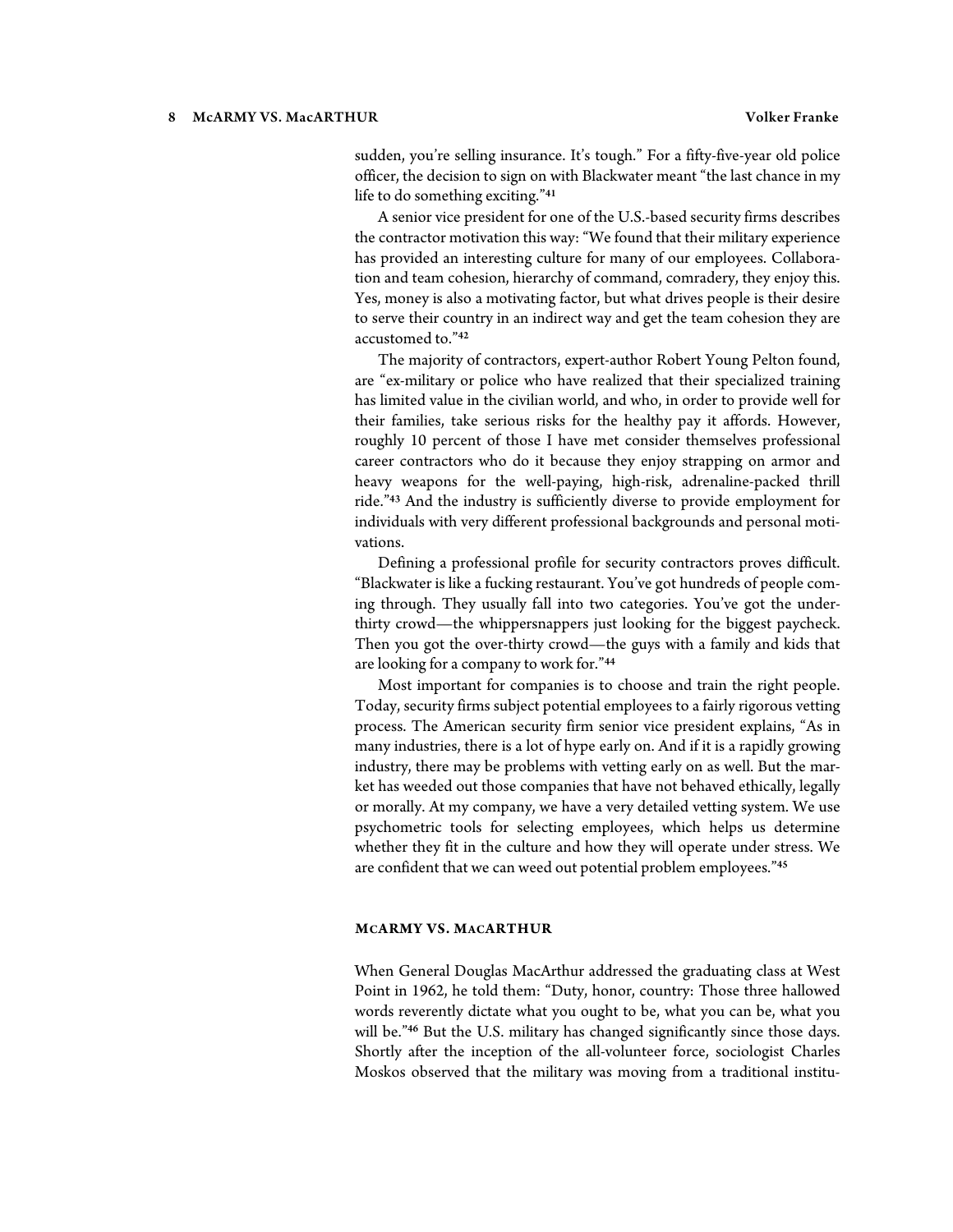sudden, you're selling insurance. It's tough." For a fifty-five-year old police officer, the decision to sign on with Blackwater meant "the last chance in my life to do something exciting."[41]

A senior vice president for one of the U.S.-based security firms describes the contractor motivation this way: "We found that their military experience has provided an interesting culture for many of our employees. Collaboration and team cohesion, hierarchy of command, comradery, they enjoy this. Yes, money is also a motivating factor, but what drives people is their desire to serve their country in an indirect way and get the team cohesion they are accustomed to."[42]

The majority of contractors, expert-author Robert Young Pelton found, are "ex-military or police who have realized that their specialized training has limited value in the civilian world, and who, in order to provide well for their families, take serious risks for the healthy pay it affords. However, roughly 10 percent of those I have met consider themselves professional career contractors who do it because they enjoy strapping on armor and heavy weapons for the well-paying, high-risk, adrenaline-packed thrill ride."[43] And the industry is sufficiently diverse to provide employment for individuals with very different professional backgrounds and personal motivations.

Defining a professional profile for security contractors proves difficult. "Blackwater is like a fucking restaurant. You've got hundreds of people coming through. They usually fall into two categories. You've got the under-thirty crowd—the whippersnappers just looking for the biggest paycheck. Then you got the over-thirty crowd—the guys with a family and kids that are looking for a company to work for."[44]

Most important for companies is to choose and train the right people. Today, security firms subject potential employees to a fairly rigorous vetting process. The American security firm senior vice president explains, "As in many industries, there is a lot of hype early on. And if it is a rapidly growing industry, there may be problems with vetting early on as well. But the market has weeded out those companies that have not behaved ethically, legally or morally. At my company, we have a very detailed vetting system. We use psychometric tools for selecting employees, which helps us determine whether they fit in the culture and how they will operate under stress. We are confident that we can weed out potential problem employees."[45]

## MCARMY VS. MACARTHUR

When General Douglas MacArthur addressed the graduating class at West Point in 1962, he told them: "Duty, honor, country: Those three hallowed words reverently dictate what you ought to be, what you can be, what you will be."[46] But the U.S. military has changed significantly since those days. Shortly after the inception of the all-volunteer force, sociologist Charles Moskos observed that the military was moving from a traditional institu-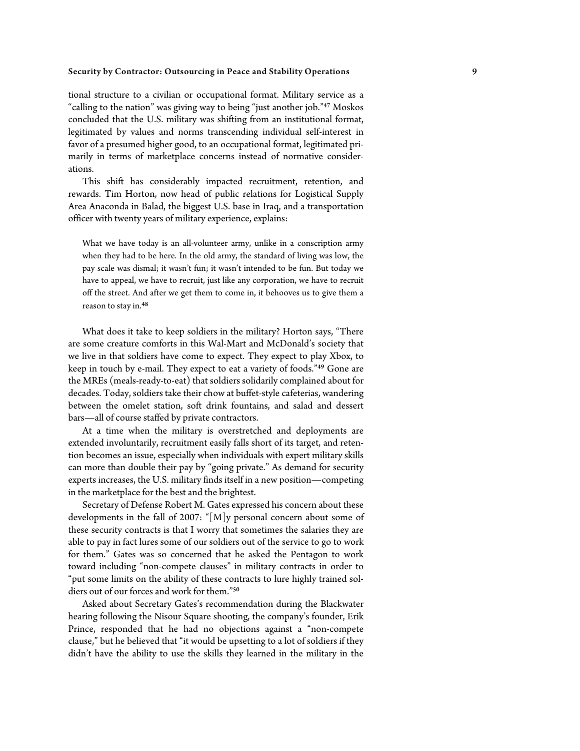tional structure to a civilian or occupational format. Military service as a "calling to the nation" was giving way to being "just another job."[47] Moskos concluded that the U.S. military was shifting from an institutional format, legitimated by values and norms transcending individual self-interest in favor of a presumed higher good, to an occupational format, legitimated primarily in terms of marketplace concerns instead of normative considerations.

This shift has considerably impacted recruitment, retention, and rewards. Tim Horton, now head of public relations for Logistical Supply Area Anaconda in Balad, the biggest U.S. base in Iraq, and a transportation officer with twenty years of military experience, explains:

> What we have today is an all-volunteer army, unlike in a conscription army when they had to be here. In the old army, the standard of living was low, the pay scale was dismal; it wasn't fun; it wasn't intended to be fun. But today we have to appeal, we have to recruit, just like any corporation, we have to recruit off the street. And after we get them to come in, it behooves us to give them a reason to stay in.[48]

What does it take to keep soldiers in the military? Horton says, "There are some creature comforts in this Wal-Mart and McDonald's society that we live in that soldiers have come to expect. They expect to play Xbox, to keep in touch by e-mail. They expect to eat a variety of foods."[49] Gone are the MREs (meals-ready-to-eat) that soldiers solidarily complained about for decades. Today, soldiers take their chow at buffet-style cafeterias, wandering between the omelet station, soft drink fountains, and salad and dessert bars—all of course staffed by private contractors.

At a time when the military is overstretched and deployments are extended involuntarily, recruitment easily falls short of its target, and retention becomes an issue, especially when individuals with expert military skills can more than double their pay by "going private." As demand for security experts increases, the U.S. military finds itself in a new position—competing in the marketplace for the best and the brightest.

Secretary of Defense Robert M. Gates expressed his concern about these developments in the fall of 2007: "[M]y personal concern about some of these security contracts is that I worry that sometimes the salaries they are able to pay in fact lures some of our soldiers out of the service to go to work for them." Gates was so concerned that he asked the Pentagon to work toward including "non-compete clauses" in military contracts in order to "put some limits on the ability of these contracts to lure highly trained soldiers out of our forces and work for them."[50]

Asked about Secretary Gates's recommendation during the Blackwater hearing following the Nisour Square shooting, the company's founder, Erik Prince, responded that he had no objections against a "non-compete clause," but he believed that "it would be upsetting to a lot of soldiers if they didn't have the ability to use the skills they learned in the military in the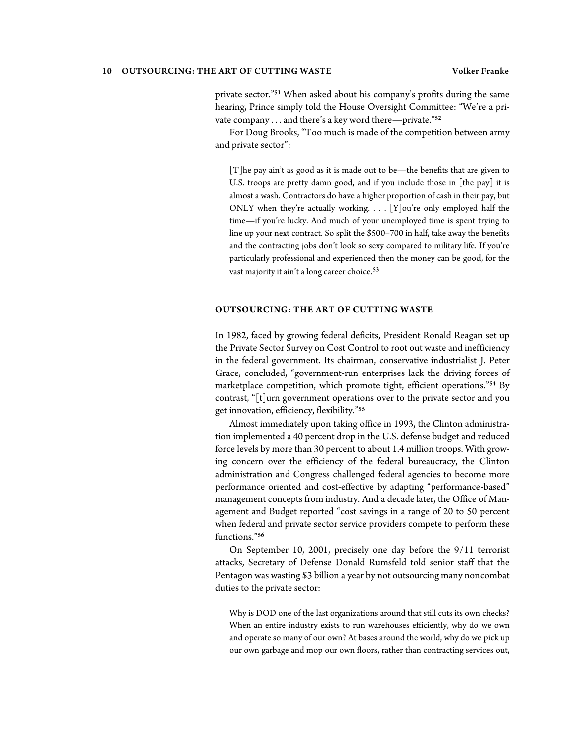private sector."[51] When asked about his company's profits during the same hearing, Prince simply told the House Oversight Committee: "We're a private company . . . and there's a key word there—private."[52]

For Doug Brooks, "Too much is made of the competition between army and private sector":

> [T]he pay ain't as good as it is made out to be—the benefits that are given to U.S. troops are pretty damn good, and if you include those in [the pay] it is almost a wash. Contractors do have a higher proportion of cash in their pay, but ONLY when they're actually working. . . . [Y]ou're only employed half the time—if you're lucky. And much of your unemployed time is spent trying to line up your next contract. So split the $500–700 in half, take away the benefits and the contracting jobs don't look so sexy compared to military life. If you're particularly professional and experienced then the money can be good, for the vast majority it ain't a long career choice.[53]

## OUTSOURCING: THE ART OF CUTTING WASTE

In 1982, faced by growing federal deficits, President Ronald Reagan set up the Private Sector Survey on Cost Control to root out waste and inefficiency in the federal government. Its chairman, conservative industrialist J. Peter Grace, concluded, "government-run enterprises lack the driving forces of marketplace competition, which promote tight, efficient operations."[54] By contrast, "[t]urn government operations over to the private sector and you get innovation, efficiency, flexibility."[55]

Almost immediately upon taking office in 1993, the Clinton administration implemented a 40 percent drop in the U.S. defense budget and reduced force levels by more than 30 percent to about 1.4 million troops. With growing concern over the efficiency of the federal bureaucracy, the Clinton administration and Congress challenged federal agencies to become more performance oriented and cost-effective by adapting "performance-based" management concepts from industry. And a decade later, the Office of Management and Budget reported "cost savings in a range of 20 to 50 percent when federal and private sector service providers compete to perform these functions."[56]

On September 10, 2001, precisely one day before the 9/11 terrorist attacks, Secretary of Defense Donald Rumsfeld told senior staff that the Pentagon was wasting $3 billion a year by not outsourcing many noncombat duties to the private sector:

> Why is DOD one of the last organizations around that still cuts its own checks? When an entire industry exists to run warehouses efficiently, why do we own and operate so many of our own? At bases around the world, why do we pick up our own garbage and mop our own floors, rather than contracting services out,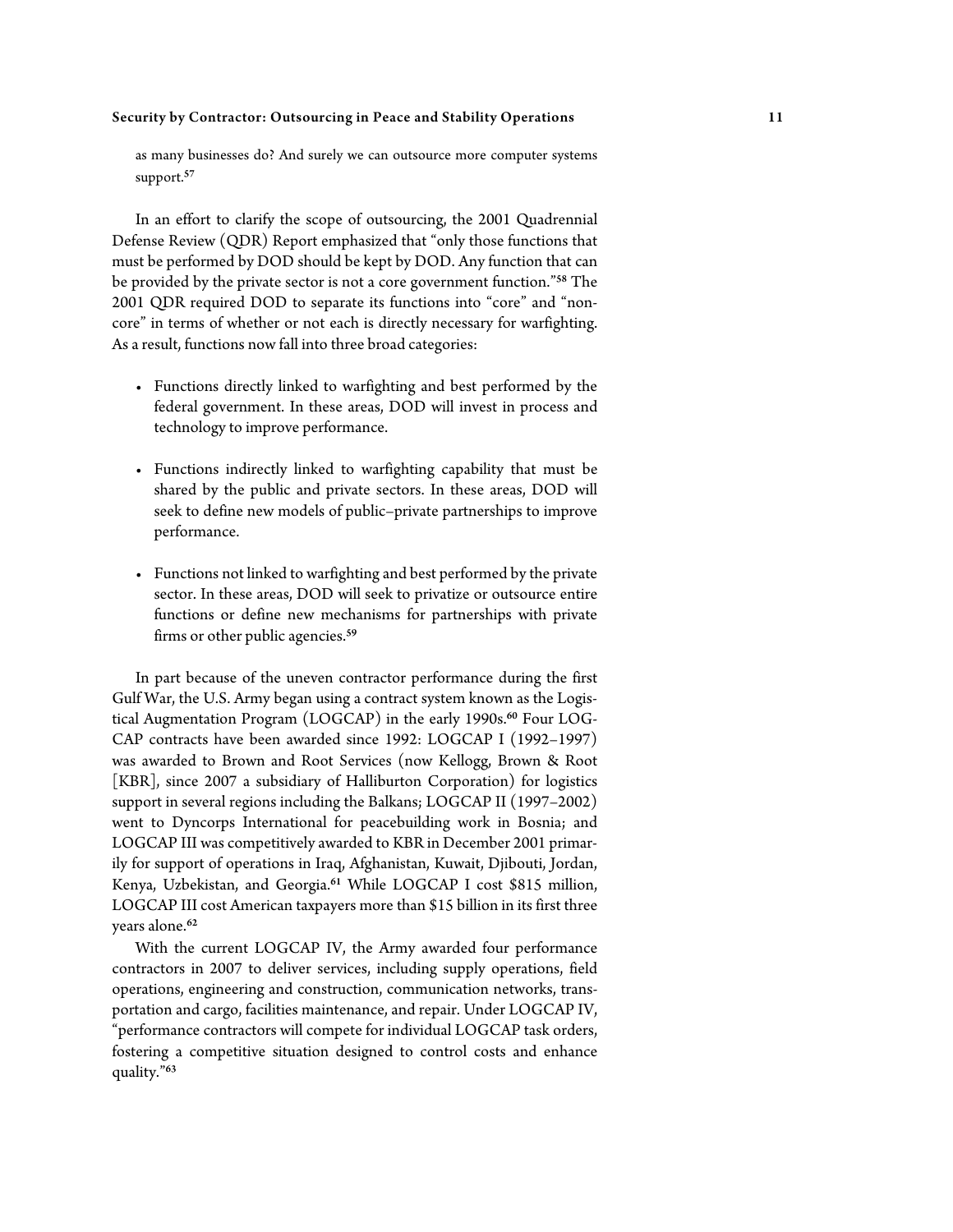as many businesses do? And surely we can outsource more computer systems support.[57]

In an effort to clarify the scope of outsourcing, the 2001 Quadrennial Defense Review (QDR) Report emphasized that "only those functions that must be performed by DOD should be kept by DOD. Any function that can be provided by the private sector is not a core government function."[58] The 2001 QDR required DOD to separate its functions into "core" and "non-core" in terms of whether or not each is directly necessary for warfighting. As a result, functions now fall into three broad categories:

- Functions directly linked to warfighting and best performed by the federal government. In these areas, DOD will invest in process and technology to improve performance.
- Functions indirectly linked to warfighting capability that must be shared by the public and private sectors. In these areas, DOD will seek to define new models of public–private partnerships to improve performance.
- Functions not linked to warfighting and best performed by the private sector. In these areas, DOD will seek to privatize or outsource entire functions or define new mechanisms for partnerships with private firms or other public agencies.[59]

In part because of the uneven contractor performance during the first Gulf War, the U.S. Army began using a contract system known as the Logistical Augmentation Program (LOGCAP) in the early 1990s.[60] Four LOGCAP contracts have been awarded since 1992: LOGCAP I (1992–1997) was awarded to Brown and Root Services (now Kellogg, Brown & Root [KBR], since 2007 a subsidiary of Halliburton Corporation) for logistics support in several regions including the Balkans; LOGCAP II (1997–2002) went to Dyncorps International for peacebuilding work in Bosnia; and LOGCAP III was competitively awarded to KBR in December 2001 primarily for support of operations in Iraq, Afghanistan, Kuwait, Djibouti, Jordan, Kenya, Uzbekistan, and Georgia.[61] While LOGCAP I cost $815 million, LOGCAP III cost American taxpayers more than $15 billion in its first three years alone.[62]

With the current LOGCAP IV, the Army awarded four performance contractors in 2007 to deliver services, including supply operations, field operations, engineering and construction, communication networks, transportation and cargo, facilities maintenance, and repair. Under LOGCAP IV, "performance contractors will compete for individual LOGCAP task orders, fostering a competitive situation designed to control costs and enhance quality."[63]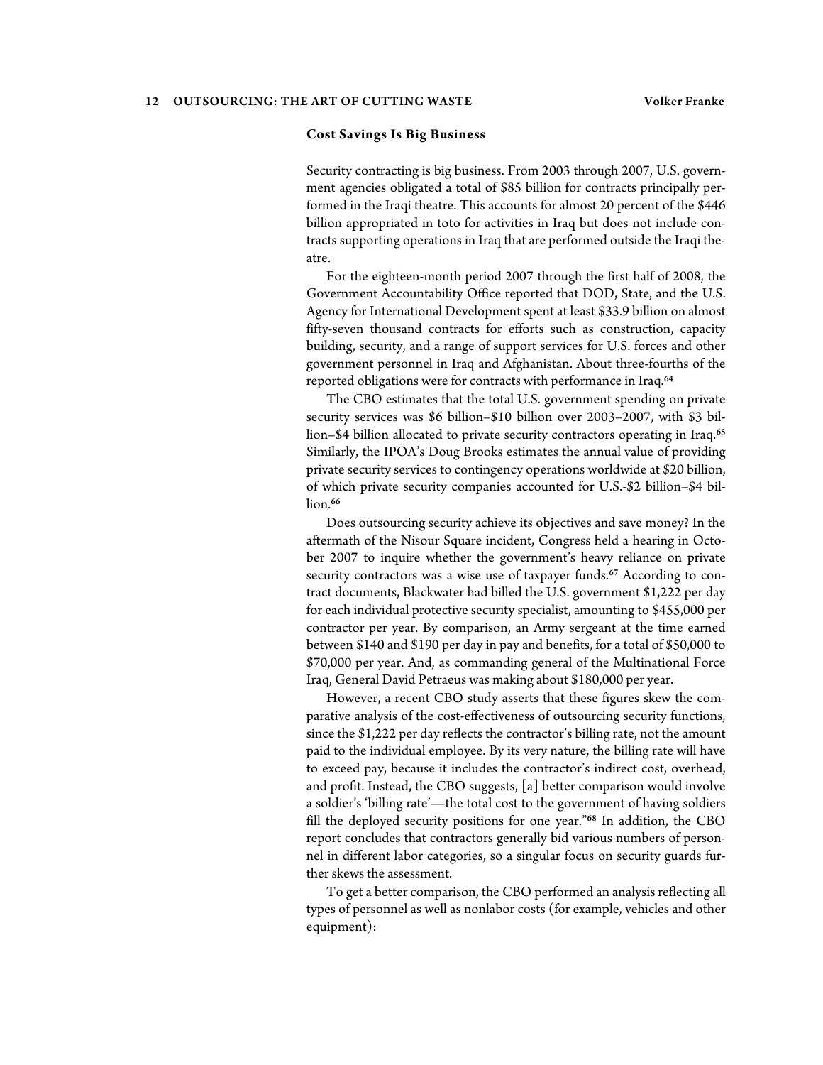### Cost Savings Is Big Business

Security contracting is big business. From 2003 through 2007, U.S. government agencies obligated a total of $85 billion for contracts principally performed in the Iraqi theatre. This accounts for almost 20 percent of the $446 billion appropriated in toto for activities in Iraq but does not include contracts supporting operations in Iraq that are performed outside the Iraqi theatre.

For the eighteen-month period 2007 through the first half of 2008, the Government Accountability Office reported that DOD, State, and the U.S. Agency for International Development spent at least $33.9 billion on almost fifty-seven thousand contracts for efforts such as construction, capacity building, security, and a range of support services for U.S. forces and other government personnel in Iraq and Afghanistan. About three-fourths of the reported obligations were for contracts with performance in Iraq.[64]

The CBO estimates that the total U.S. government spending on private security services was $6 billion–$10 billion over 2003–2007, with $3 billion–$4 billion allocated to private security contractors operating in Iraq.[65] Similarly, the IPOA's Doug Brooks estimates the annual value of providing private security services to contingency operations worldwide at $20 billion, of which private security companies accounted for U.S.-$2 billion–$4 billion.[66]

Does outsourcing security achieve its objectives and save money? In the aftermath of the Nisour Square incident, Congress held a hearing in October 2007 to inquire whether the government's heavy reliance on private security contractors was a wise use of taxpayer funds.[67] According to contract documents, Blackwater had billed the U.S. government $1,222 per day for each individual protective security specialist, amounting to $455,000 per contractor per year. By comparison, an Army sergeant at the time earned between $140 and $190 per day in pay and benefits, for a total of $50,000 to $70,000 per year. And, as commanding general of the Multinational Force Iraq, General David Petraeus was making about $180,000 per year.

However, a recent CBO study asserts that these figures skew the comparative analysis of the cost-effectiveness of outsourcing security functions, since the $1,222 per day reflects the contractor's billing rate, not the amount paid to the individual employee. By its very nature, the billing rate will have to exceed pay, because it includes the contractor's indirect cost, overhead, and profit. Instead, the CBO suggests, [a] better comparison would involve a soldier's 'billing rate'—the total cost to the government of having soldiers fill the deployed security positions for one year."[68] In addition, the CBO report concludes that contractors generally bid various numbers of personnel in different labor categories, so a singular focus on security guards further skews the assessment.

To get a better comparison, the CBO performed an analysis reflecting all types of personnel as well as nonlabor costs (for example, vehicles and other equipment):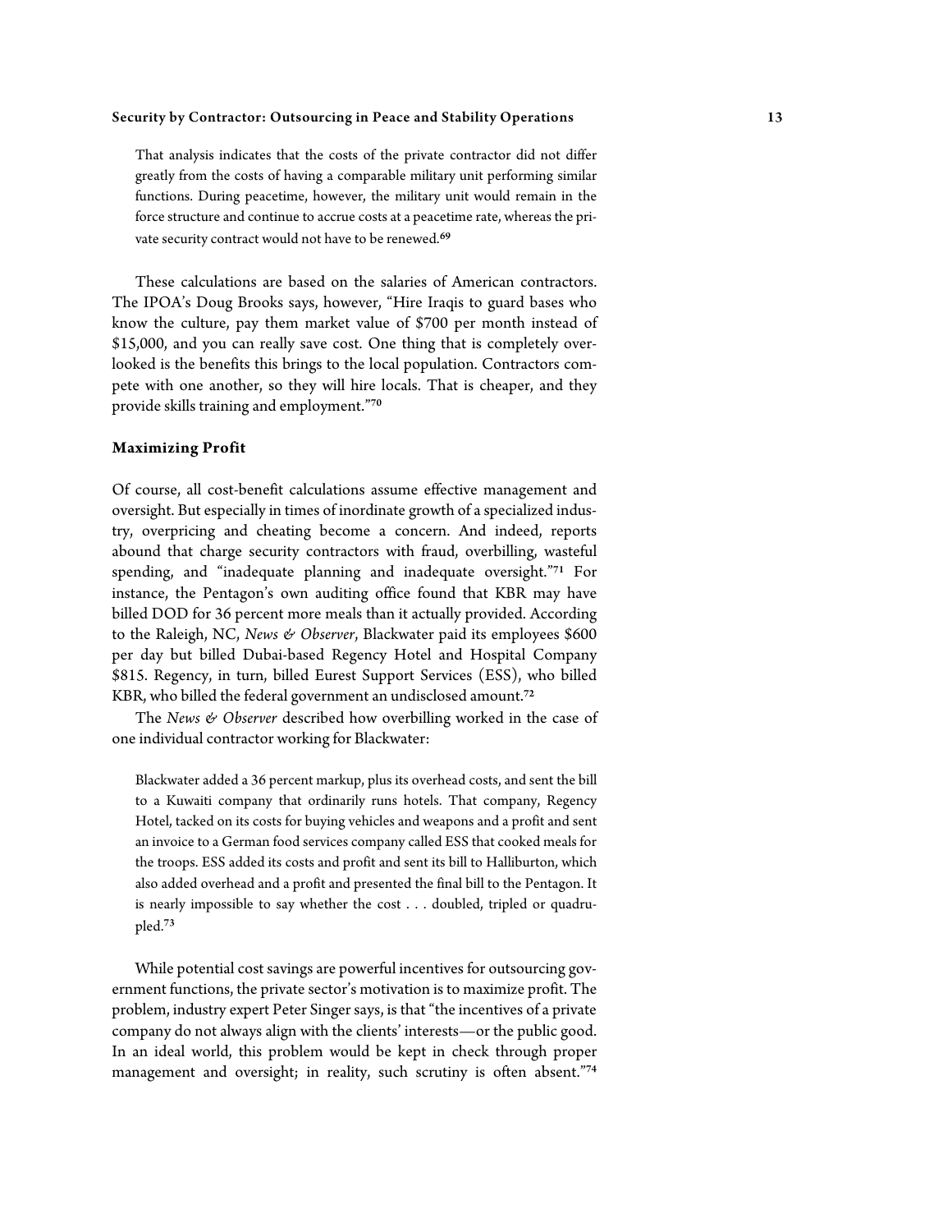> That analysis indicates that the costs of the private contractor did not differ greatly from the costs of having a comparable military unit performing similar functions. During peacetime, however, the military unit would remain in the force structure and continue to accrue costs at a peacetime rate, whereas the private security contract would not have to be renewed.[69]

These calculations are based on the salaries of American contractors. The IPOA's Doug Brooks says, however, "Hire Iraqis to guard bases who know the culture, pay them market value of $700 per month instead of $15,000, and you can really save cost. One thing that is completely overlooked is the benefits this brings to the local population. Contractors compete with one another, so they will hire locals. That is cheaper, and they provide skills training and employment."[70]

### Maximizing Profit

Of course, all cost-benefit calculations assume effective management and oversight. But especially in times of inordinate growth of a specialized industry, overpricing and cheating become a concern. And indeed, reports abound that charge security contractors with fraud, overbilling, wasteful spending, and "inadequate planning and inadequate oversight."[71] For instance, the Pentagon's own auditing office found that KBR may have billed DOD for 36 percent more meals than it actually provided. According to the Raleigh, NC, *News & Observer*, Blackwater paid its employees $600 per day but billed Dubai-based Regency Hotel and Hospital Company $815. Regency, in turn, billed Eurest Support Services (ESS), who billed KBR, who billed the federal government an undisclosed amount.[72]

The *News & Observer* described how overbilling worked in the case of one individual contractor working for Blackwater:

> Blackwater added a 36 percent markup, plus its overhead costs, and sent the bill to a Kuwaiti company that ordinarily runs hotels. That company, Regency Hotel, tacked on its costs for buying vehicles and weapons and a profit and sent an invoice to a German food services company called ESS that cooked meals for the troops. ESS added its costs and profit and sent its bill to Halliburton, which also added overhead and a profit and presented the final bill to the Pentagon. It is nearly impossible to say whether the cost . . . doubled, tripled or quadrupled.[73]

While potential cost savings are powerful incentives for outsourcing government functions, the private sector's motivation is to maximize profit. The problem, industry expert Peter Singer says, is that "the incentives of a private company do not always align with the clients' interests—or the public good. In an ideal world, this problem would be kept in check through proper management and oversight; in reality, such scrutiny is often absent."[74]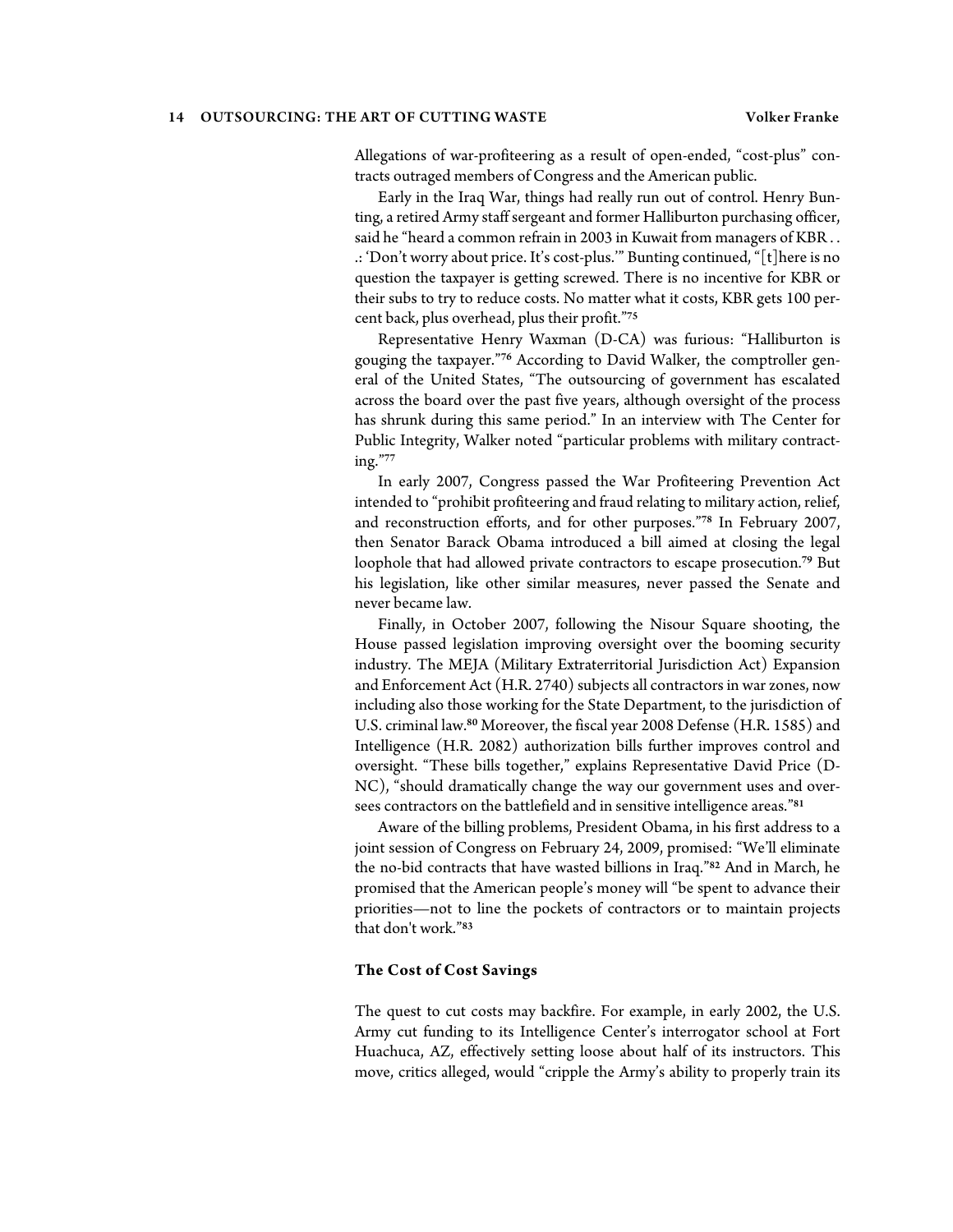Allegations of war-profiteering as a result of open-ended, "cost-plus" contracts outraged members of Congress and the American public.

Early in the Iraq War, things had really run out of control. Henry Bunting, a retired Army staff sergeant and former Halliburton purchasing officer, said he "heard a common refrain in 2003 in Kuwait from managers of KBR . . .: 'Don't worry about price. It's cost-plus.'" Bunting continued, "[t]here is no question the taxpayer is getting screwed. There is no incentive for KBR or their subs to try to reduce costs. No matter what it costs, KBR gets 100 percent back, plus overhead, plus their profit."[75]

Representative Henry Waxman (D-CA) was furious: "Halliburton is gouging the taxpayer."[76] According to David Walker, the comptroller general of the United States, "The outsourcing of government has escalated across the board over the past five years, although oversight of the process has shrunk during this same period." In an interview with The Center for Public Integrity, Walker noted "particular problems with military contracting."[77]

In early 2007, Congress passed the War Profiteering Prevention Act intended to "prohibit profiteering and fraud relating to military action, relief, and reconstruction efforts, and for other purposes."[78] In February 2007, then Senator Barack Obama introduced a bill aimed at closing the legal loophole that had allowed private contractors to escape prosecution.[79] But his legislation, like other similar measures, never passed the Senate and never became law.

Finally, in October 2007, following the Nisour Square shooting, the House passed legislation improving oversight over the booming security industry. The MEJA (Military Extraterritorial Jurisdiction Act) Expansion and Enforcement Act (H.R. 2740) subjects all contractors in war zones, now including also those working for the State Department, to the jurisdiction of U.S. criminal law.[80] Moreover, the fiscal year 2008 Defense (H.R. 1585) and Intelligence (H.R. 2082) authorization bills further improves control and oversight. "These bills together," explains Representative David Price (D-NC), "should dramatically change the way our government uses and oversees contractors on the battlefield and in sensitive intelligence areas."[81]

Aware of the billing problems, President Obama, in his first address to a joint session of Congress on February 24, 2009, promised: "We'll eliminate the no-bid contracts that have wasted billions in Iraq."[82] And in March, he promised that the American people's money will "be spent to advance their priorities—not to line the pockets of contractors or to maintain projects that don't work."[83]

### The Cost of Cost Savings

The quest to cut costs may backfire. For example, in early 2002, the U.S. Army cut funding to its Intelligence Center's interrogator school at Fort Huachuca, AZ, effectively setting loose about half of its instructors. This move, critics alleged, would "cripple the Army's ability to properly train its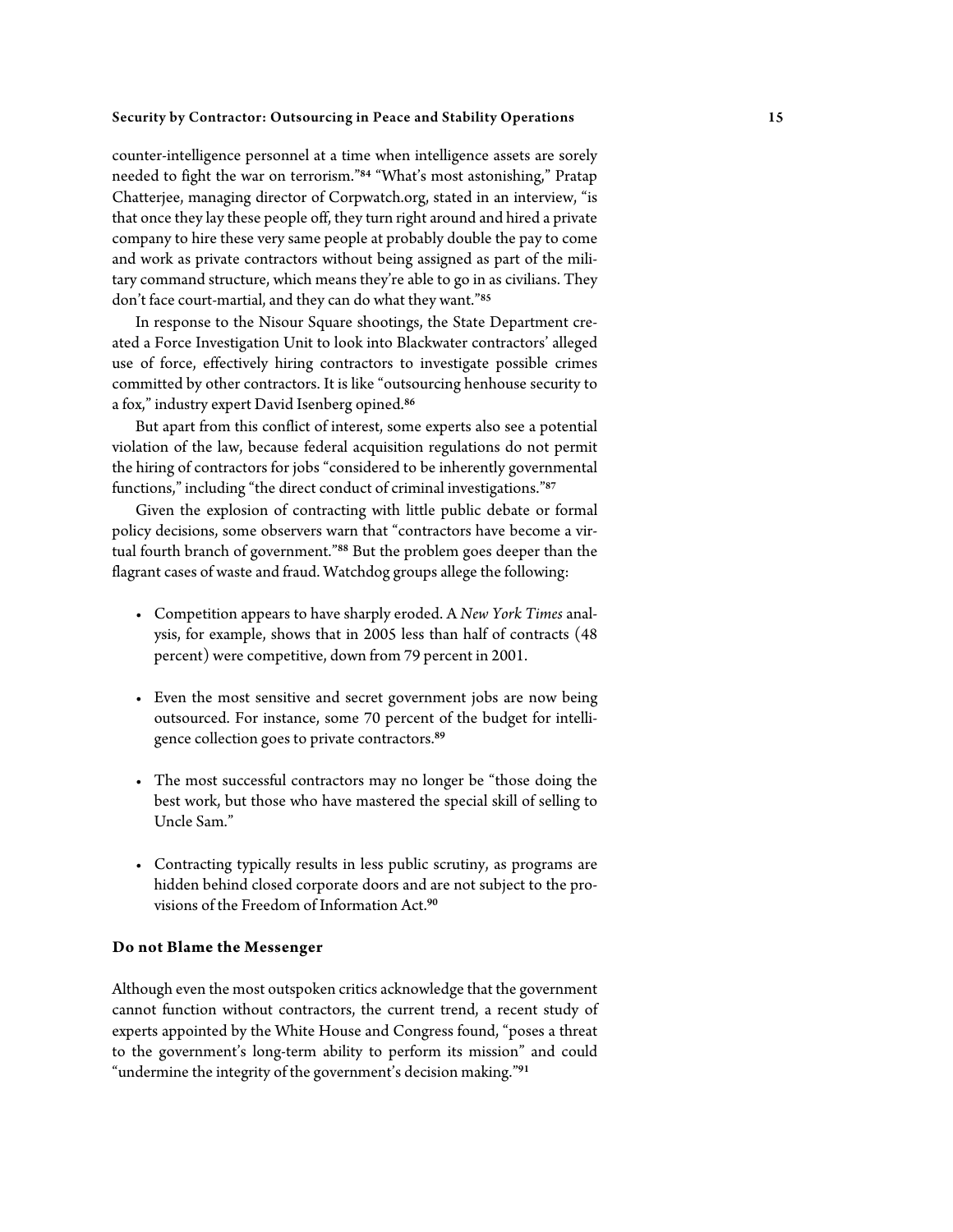counter-intelligence personnel at a time when intelligence assets are sorely needed to fight the war on terrorism."[84] "What's most astonishing," Pratap Chatterjee, managing director of Corpwatch.org, stated in an interview, "is that once they lay these people off, they turn right around and hired a private company to hire these very same people at probably double the pay to come and work as private contractors without being assigned as part of the military command structure, which means they're able to go in as civilians. They don't face court-martial, and they can do what they want."[85]

In response to the Nisour Square shootings, the State Department created a Force Investigation Unit to look into Blackwater contractors' alleged use of force, effectively hiring contractors to investigate possible crimes committed by other contractors. It is like "outsourcing henhouse security to a fox," industry expert David Isenberg opined.[86]

But apart from this conflict of interest, some experts also see a potential violation of the law, because federal acquisition regulations do not permit the hiring of contractors for jobs "considered to be inherently governmental functions," including "the direct conduct of criminal investigations."[87]

Given the explosion of contracting with little public debate or formal policy decisions, some observers warn that "contractors have become a virtual fourth branch of government."[88] But the problem goes deeper than the flagrant cases of waste and fraud. Watchdog groups allege the following:

- Competition appears to have sharply eroded. A *New York Times* analysis, for example, shows that in 2005 less than half of contracts (48 percent) were competitive, down from 79 percent in 2001.
- Even the most sensitive and secret government jobs are now being outsourced. For instance, some 70 percent of the budget for intelligence collection goes to private contractors.[89]
- The most successful contractors may no longer be "those doing the best work, but those who have mastered the special skill of selling to Uncle Sam."
- Contracting typically results in less public scrutiny, as programs are hidden behind closed corporate doors and are not subject to the provisions of the Freedom of Information Act.[90]

### Do not Blame the Messenger

Although even the most outspoken critics acknowledge that the government cannot function without contractors, the current trend, a recent study of experts appointed by the White House and Congress found, "poses a threat to the government's long-term ability to perform its mission" and could "undermine the integrity of the government's decision making."[91]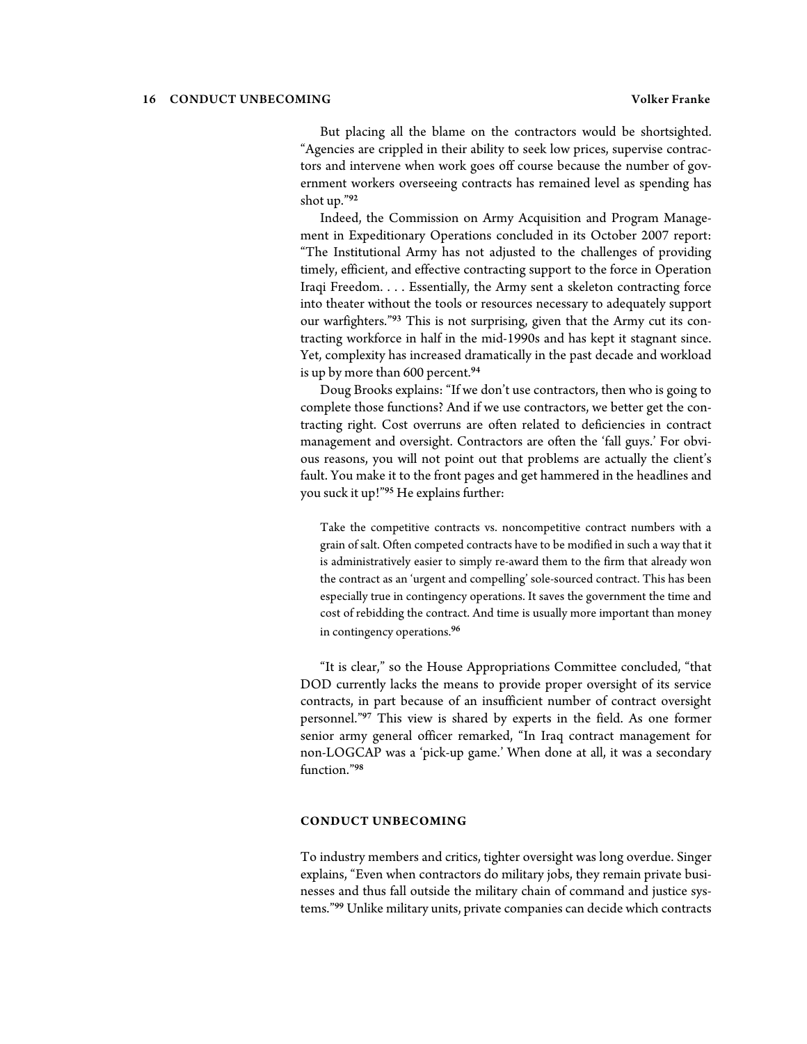But placing all the blame on the contractors would be shortsighted. "Agencies are crippled in their ability to seek low prices, supervise contractors and intervene when work goes off course because the number of government workers overseeing contracts has remained level as spending has shot up."[92]

Indeed, the Commission on Army Acquisition and Program Management in Expeditionary Operations concluded in its October 2007 report: "The Institutional Army has not adjusted to the challenges of providing timely, efficient, and effective contracting support to the force in Operation Iraqi Freedom. . . . Essentially, the Army sent a skeleton contracting force into theater without the tools or resources necessary to adequately support our warfighters."[93] This is not surprising, given that the Army cut its contracting workforce in half in the mid-1990s and has kept it stagnant since. Yet, complexity has increased dramatically in the past decade and workload is up by more than 600 percent.[94]

Doug Brooks explains: "If we don't use contractors, then who is going to complete those functions? And if we use contractors, we better get the contracting right. Cost overruns are often related to deficiencies in contract management and oversight. Contractors are often the 'fall guys.' For obvious reasons, you will not point out that problems are actually the client's fault. You make it to the front pages and get hammered in the headlines and you suck it up!"[95] He explains further:

> Take the competitive contracts vs. noncompetitive contract numbers with a grain of salt. Often competed contracts have to be modified in such a way that it is administratively easier to simply re-award them to the firm that already won the contract as an 'urgent and compelling' sole-sourced contract. This has been especially true in contingency operations. It saves the government the time and cost of rebidding the contract. And time is usually more important than money in contingency operations.[96]

"It is clear," so the House Appropriations Committee concluded, "that DOD currently lacks the means to provide proper oversight of its service contracts, in part because of an insufficient number of contract oversight personnel."[97] This view is shared by experts in the field. As one former senior army general officer remarked, "In Iraq contract management for non-LOGCAP was a 'pick-up game.' When done at all, it was a secondary function."[98]

## CONDUCT UNBECOMING

To industry members and critics, tighter oversight was long overdue. Singer explains, "Even when contractors do military jobs, they remain private businesses and thus fall outside the military chain of command and justice systems."[99] Unlike military units, private companies can decide which contracts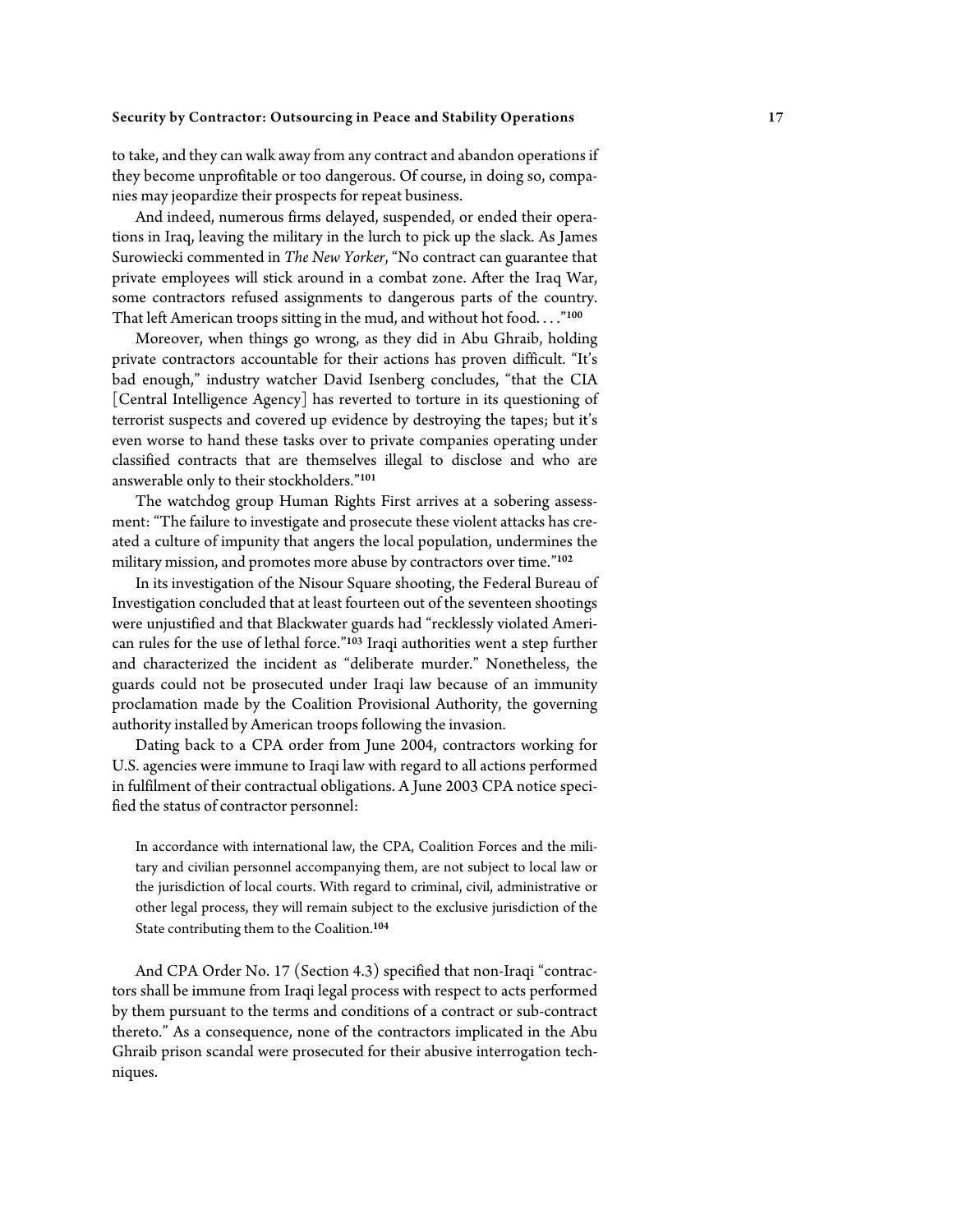to take, and they can walk away from any contract and abandon operations if they become unprofitable or too dangerous. Of course, in doing so, companies may jeopardize their prospects for repeat business.

And indeed, numerous firms delayed, suspended, or ended their operations in Iraq, leaving the military in the lurch to pick up the slack. As James Surowiecki commented in *The New Yorker*, "No contract can guarantee that private employees will stick around in a combat zone. After the Iraq War, some contractors refused assignments to dangerous parts of the country. That left American troops sitting in the mud, and without hot food. . . ."[100]

Moreover, when things go wrong, as they did in Abu Ghraib, holding private contractors accountable for their actions has proven difficult. "It's bad enough," industry watcher David Isenberg concludes, "that the CIA [Central Intelligence Agency] has reverted to torture in its questioning of terrorist suspects and covered up evidence by destroying the tapes; but it's even worse to hand these tasks over to private companies operating under classified contracts that are themselves illegal to disclose and who are answerable only to their stockholders."[101]

The watchdog group Human Rights First arrives at a sobering assessment: "The failure to investigate and prosecute these violent attacks has created a culture of impunity that angers the local population, undermines the military mission, and promotes more abuse by contractors over time."[102]

In its investigation of the Nisour Square shooting, the Federal Bureau of Investigation concluded that at least fourteen out of the seventeen shootings were unjustified and that Blackwater guards had "recklessly violated American rules for the use of lethal force."[103] Iraqi authorities went a step further and characterized the incident as "deliberate murder." Nonetheless, the guards could not be prosecuted under Iraqi law because of an immunity proclamation made by the Coalition Provisional Authority, the governing authority installed by American troops following the invasion.

Dating back to a CPA order from June 2004, contractors working for U.S. agencies were immune to Iraqi law with regard to all actions performed in fulfilment of their contractual obligations. A June 2003 CPA notice specified the status of contractor personnel:

> In accordance with international law, the CPA, Coalition Forces and the military and civilian personnel accompanying them, are not subject to local law or the jurisdiction of local courts. With regard to criminal, civil, administrative or other legal process, they will remain subject to the exclusive jurisdiction of the State contributing them to the Coalition.[104]

And CPA Order No. 17 (Section 4.3) specified that non-Iraqi "contractors shall be immune from Iraqi legal process with respect to acts performed by them pursuant to the terms and conditions of a contract or sub-contract thereto." As a consequence, none of the contractors implicated in the Abu Ghraib prison scandal were prosecuted for their abusive interrogation techniques.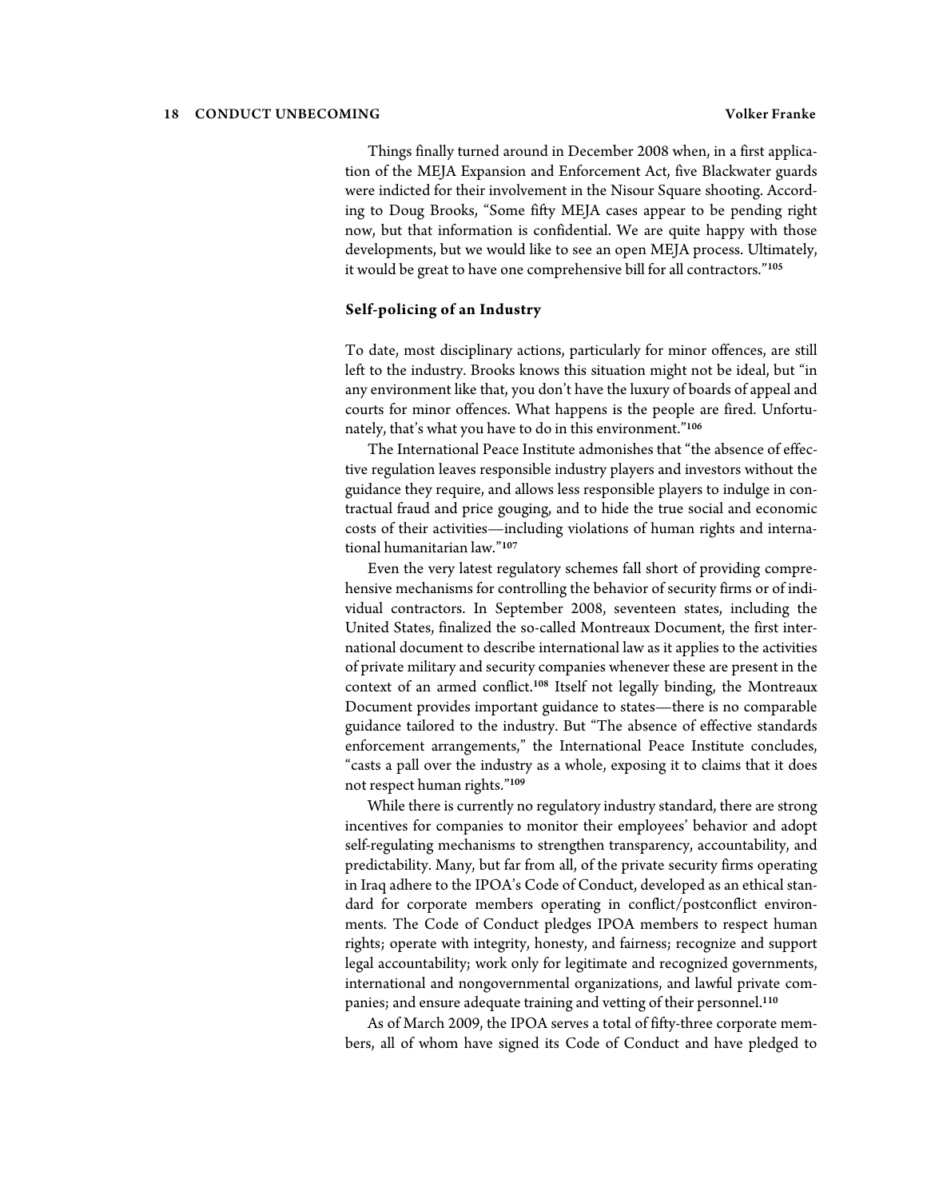Things finally turned around in December 2008 when, in a first application of the MEJA Expansion and Enforcement Act, five Blackwater guards were indicted for their involvement in the Nisour Square shooting. According to Doug Brooks, "Some fifty MEJA cases appear to be pending right now, but that information is confidential. We are quite happy with those developments, but we would like to see an open MEJA process. Ultimately, it would be great to have one comprehensive bill for all contractors."[105]

### Self-policing of an Industry

To date, most disciplinary actions, particularly for minor offences, are still left to the industry. Brooks knows this situation might not be ideal, but "in any environment like that, you don't have the luxury of boards of appeal and courts for minor offences. What happens is the people are fired. Unfortunately, that's what you have to do in this environment."[106]

The International Peace Institute admonishes that "the absence of effective regulation leaves responsible industry players and investors without the guidance they require, and allows less responsible players to indulge in contractual fraud and price gouging, and to hide the true social and economic costs of their activities—including violations of human rights and international humanitarian law."[107]

Even the very latest regulatory schemes fall short of providing comprehensive mechanisms for controlling the behavior of security firms or of individual contractors. In September 2008, seventeen states, including the United States, finalized the so-called Montreaux Document, the first international document to describe international law as it applies to the activities of private military and security companies whenever these are present in the context of an armed conflict.[108] Itself not legally binding, the Montreaux Document provides important guidance to states—there is no comparable guidance tailored to the industry. But "The absence of effective standards enforcement arrangements," the International Peace Institute concludes, "casts a pall over the industry as a whole, exposing it to claims that it does not respect human rights."[109]

While there is currently no regulatory industry standard, there are strong incentives for companies to monitor their employees' behavior and adopt self-regulating mechanisms to strengthen transparency, accountability, and predictability. Many, but far from all, of the private security firms operating in Iraq adhere to the IPOA's Code of Conduct, developed as an ethical standard for corporate members operating in conflict/postconflict environments. The Code of Conduct pledges IPOA members to respect human rights; operate with integrity, honesty, and fairness; recognize and support legal accountability; work only for legitimate and recognized governments, international and nongovernmental organizations, and lawful private companies; and ensure adequate training and vetting of their personnel.[110]

As of March 2009, the IPOA serves a total of fifty-three corporate members, all of whom have signed its Code of Conduct and have pledged to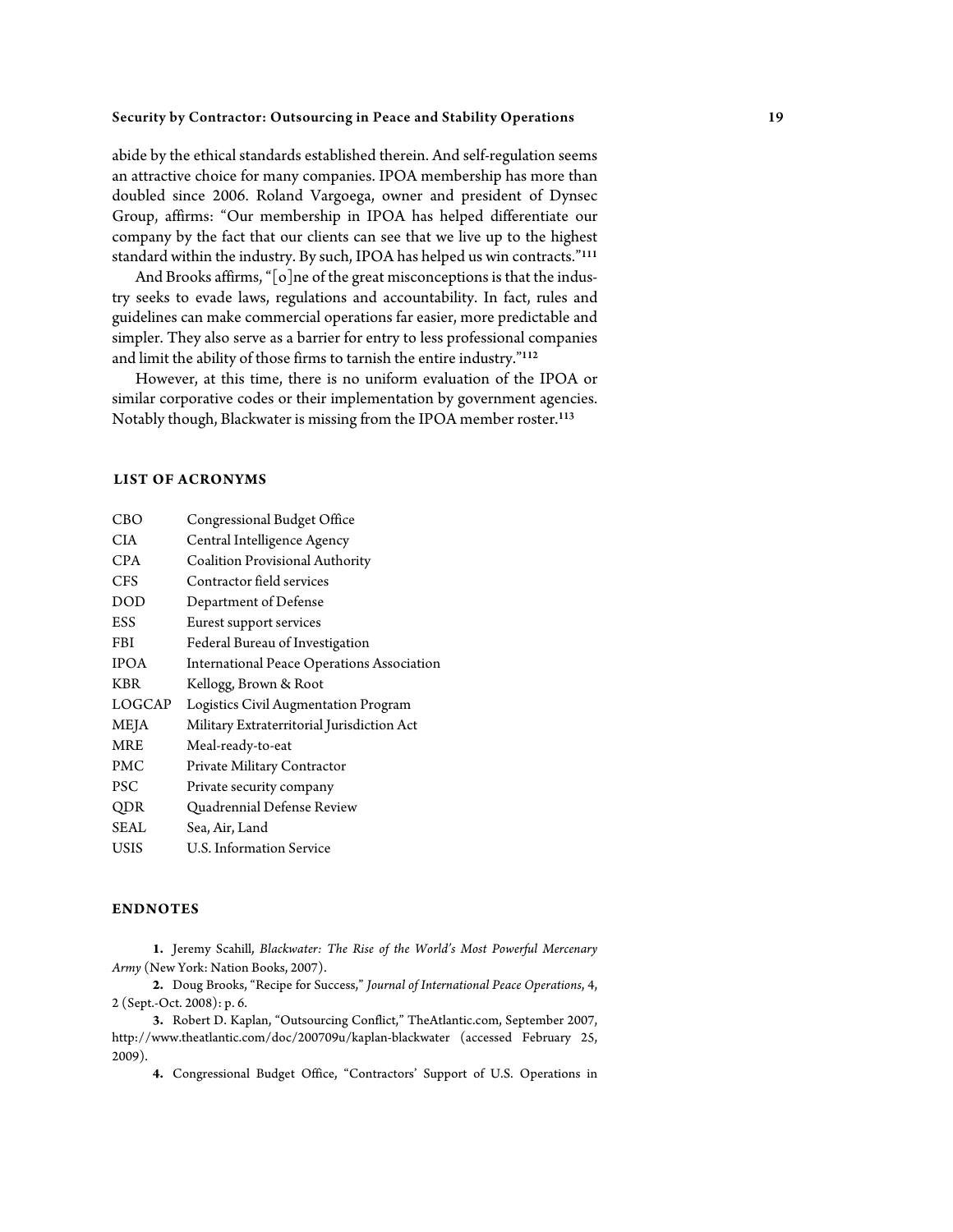abide by the ethical standards established therein. And self-regulation seems an attractive choice for many companies. IPOA membership has more than doubled since 2006. Roland Vargoega, owner and president of Dynsec Group, affirms: "Our membership in IPOA has helped differentiate our company by the fact that our clients can see that we live up to the highest standard within the industry. By such, IPOA has helped us win contracts."[111]

And Brooks affirms, "[o]ne of the great misconceptions is that the industry seeks to evade laws, regulations and accountability. In fact, rules and guidelines can make commercial operations far easier, more predictable and simpler. They also serve as a barrier for entry to less professional companies and limit the ability of those firms to tarnish the entire industry."[112]

However, at this time, there is no uniform evaluation of the IPOA or similar corporative codes or their implementation by government agencies. Notably though, Blackwater is missing from the IPOA member roster.[113]

## LIST OF ACRONYMS

| | |
|---|---|
| CBO | Congressional Budget Office |
| CIA | Central Intelligence Agency |
| CPA | Coalition Provisional Authority |
| CFS | Contractor field services |
| DOD | Department of Defense |
| ESS | Eurest support services |
| FBI | Federal Bureau of Investigation |
| IPOA | International Peace Operations Association |
| KBR | Kellogg, Brown & Root |
| LOGCAP | Logistics Civil Augmentation Program |
| MEJA | Military Extraterritorial Jurisdiction Act |
| MRE | Meal-ready-to-eat |
| PMC | Private Military Contractor |
| PSC | Private security company |
| QDR | Quadrennial Defense Review |
| SEAL | Sea, Air, Land |
| USIS | U.S. Information Service |

## ENDNOTES

**1.** Jeremy Scahill, *Blackwater: The Rise of the World's Most Powerful Mercenary Army* (New York: Nation Books, 2007).

**2.** Doug Brooks, "Recipe for Success," *Journal of International Peace Operations*, 4, 2 (Sept.-Oct. 2008): p. 6.

**3.** Robert D. Kaplan, "Outsourcing Conflict," TheAtlantic.com, September 2007, http://www.theatlantic.com/doc/200709u/kaplan-blackwater (accessed February 25, 2009).

**4.** Congressional Budget Office, "Contractors' Support of U.S. Operations in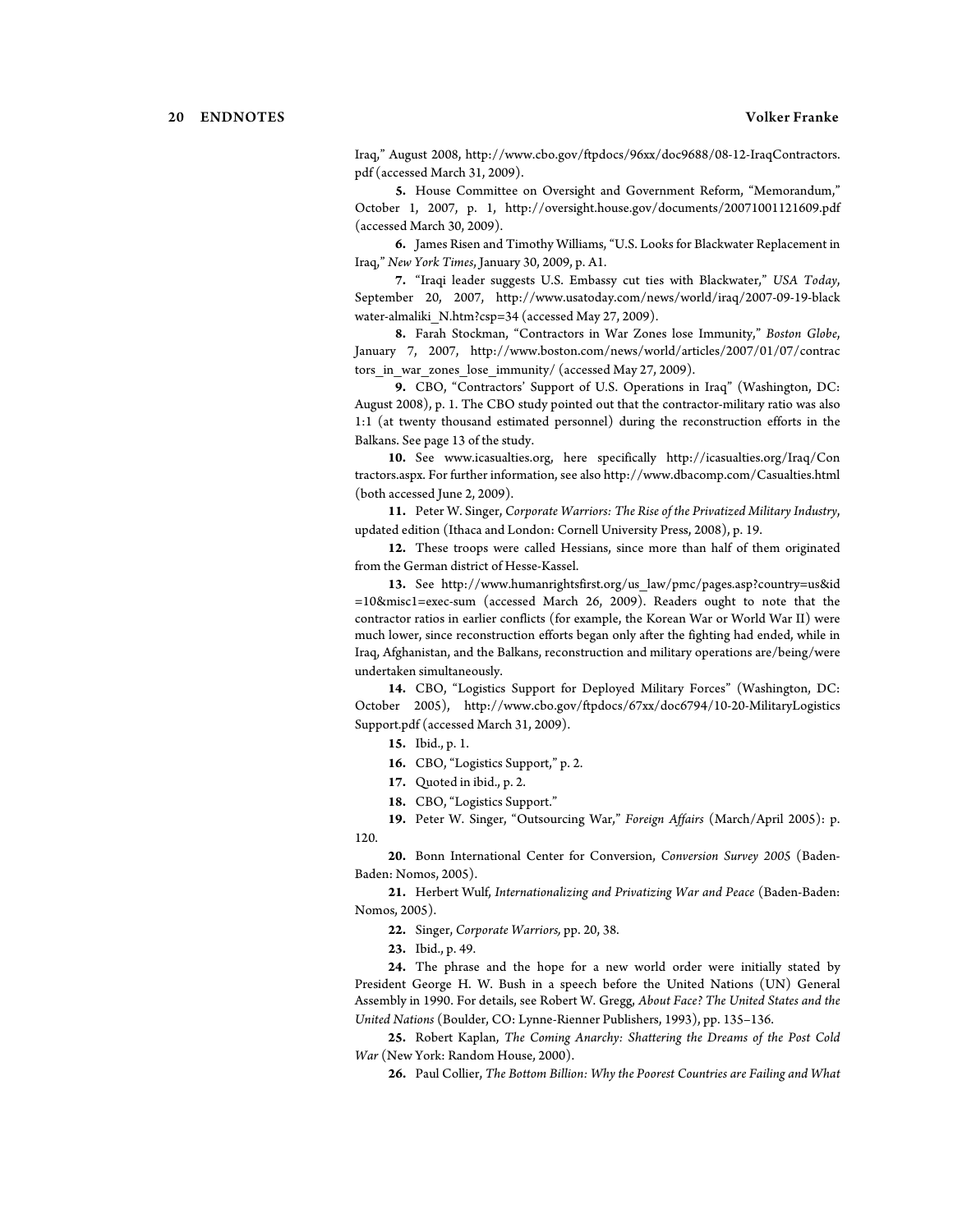Iraq," August 2008, http://www.cbo.gov/ftpdocs/96xx/doc9688/08-12-IraqContractors.pdf (accessed March 31, 2009).

**5.** House Committee on Oversight and Government Reform, "Memorandum," October 1, 2007, p. 1, http://oversight.house.gov/documents/20071001121609.pdf (accessed March 30, 2009).

**6.** James Risen and Timothy Williams, "U.S. Looks for Blackwater Replacement in Iraq," *New York Times*, January 30, 2009, p. A1.

**7.** "Iraqi leader suggests U.S. Embassy cut ties with Blackwater," *USA Today*, September 20, 2007, http://www.usatoday.com/news/world/iraq/2007-09-19-blackwater-almaliki_N.htm?csp=34 (accessed May 27, 2009).

**8.** Farah Stockman, "Contractors in War Zones lose Immunity," *Boston Globe*, January 7, 2007, http://www.boston.com/news/world/articles/2007/01/07/contractors_in_war_zones_lose_immunity/ (accessed May 27, 2009).

**9.** CBO, "Contractors' Support of U.S. Operations in Iraq" (Washington, DC: August 2008), p. 1. The CBO study pointed out that the contractor-military ratio was also 1:1 (at twenty thousand estimated personnel) during the reconstruction efforts in the Balkans. See page 13 of the study.

**10.** See www.icasualties.org, here specifically http://icasualties.org/Iraq/Contractors.aspx. For further information, see also http://www.dbacomp.com/Casualties.html (both accessed June 2, 2009).

**11.** Peter W. Singer, *Corporate Warriors: The Rise of the Privatized Military Industry*, updated edition (Ithaca and London: Cornell University Press, 2008), p. 19.

**12.** These troops were called Hessians, since more than half of them originated from the German district of Hesse-Kassel.

**13.** See http://www.humanrightsfirst.org/us_law/pmc/pages.asp?country=us&id=10&misc1=exec-sum (accessed March 26, 2009). Readers ought to note that the contractor ratios in earlier conflicts (for example, the Korean War or World War II) were much lower, since reconstruction efforts began only after the fighting had ended, while in Iraq, Afghanistan, and the Balkans, reconstruction and military operations are/being/were undertaken simultaneously.

**14.** CBO, "Logistics Support for Deployed Military Forces" (Washington, DC: October 2005), http://www.cbo.gov/ftpdocs/67xx/doc6794/10-20-MilitaryLogisticsSupport.pdf (accessed March 31, 2009).

**15.** Ibid., p. 1.

**16.** CBO, "Logistics Support," p. 2.

**17.** Quoted in ibid., p. 2.

**18.** CBO, "Logistics Support."

**19.** Peter W. Singer, "Outsourcing War," *Foreign Affairs* (March/April 2005): p. 120.

**20.** Bonn International Center for Conversion, *Conversion Survey 2005* (Baden-Baden: Nomos, 2005).

**21.** Herbert Wulf, *Internationalizing and Privatizing War and Peace* (Baden-Baden: Nomos, 2005).

**22.** Singer, *Corporate Warriors,* pp. 20, 38.

**23.** Ibid., p. 49.

**24.** The phrase and the hope for a new world order were initially stated by President George H. W. Bush in a speech before the United Nations (UN) General Assembly in 1990. For details, see Robert W. Gregg, *About Face? The United States and the United Nations* (Boulder, CO: Lynne-Rienner Publishers, 1993), pp. 135–136.

**25.** Robert Kaplan, *The Coming Anarchy: Shattering the Dreams of the Post Cold War* (New York: Random House, 2000).

**26.** Paul Collier, *The Bottom Billion: Why the Poorest Countries are Failing and What*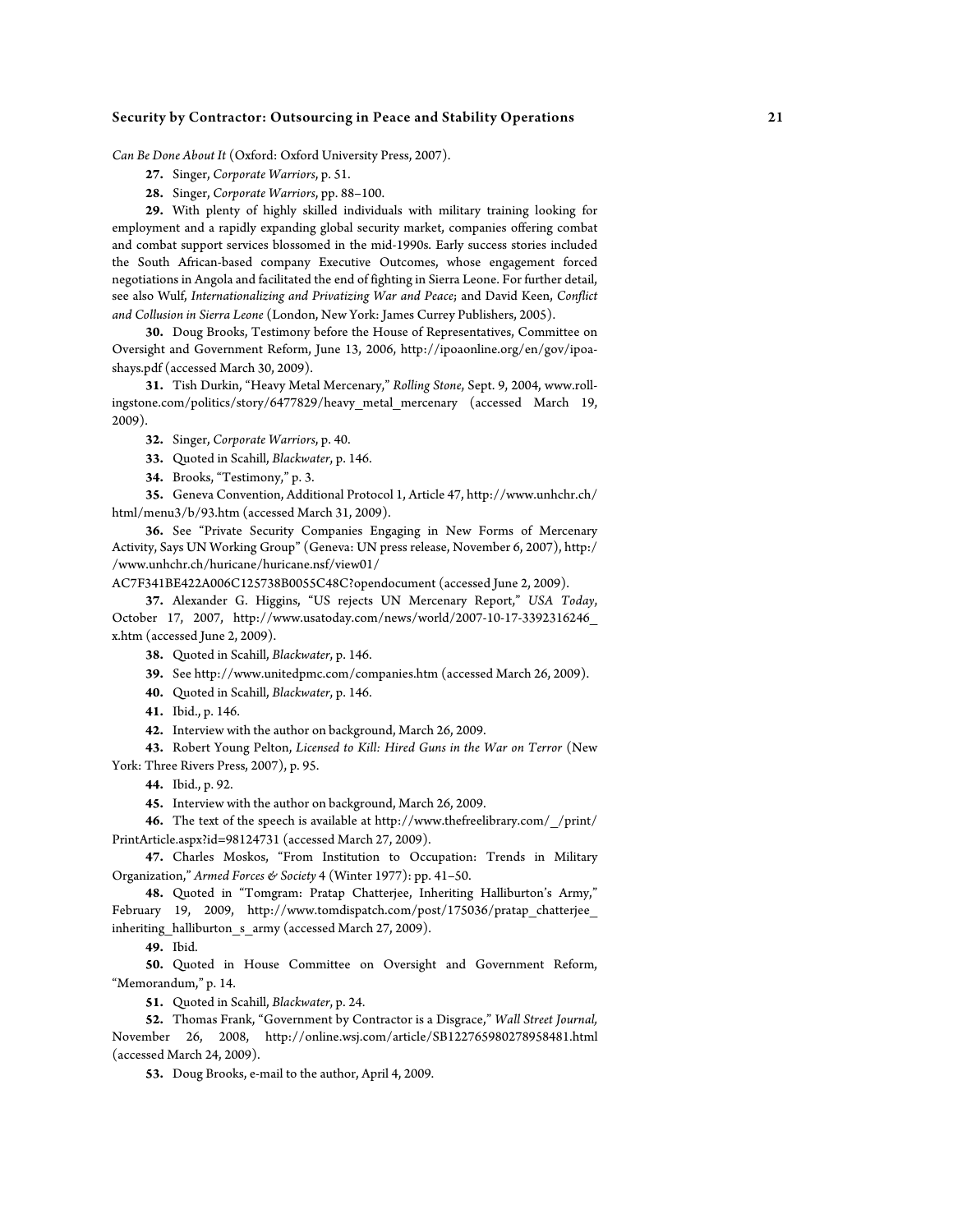*Can Be Done About It* (Oxford: Oxford University Press, 2007).

**27.** Singer, *Corporate Warriors*, p. 51.

**28.** Singer, *Corporate Warriors*, pp. 88–100.

**29.** With plenty of highly skilled individuals with military training looking for employment and a rapidly expanding global security market, companies offering combat and combat support services blossomed in the mid-1990s. Early success stories included the South African-based company Executive Outcomes, whose engagement forced negotiations in Angola and facilitated the end of fighting in Sierra Leone. For further detail, see also Wulf, *Internationalizing and Privatizing War and Peace*; and David Keen, *Conflict and Collusion in Sierra Leone* (London, New York: James Currey Publishers, 2005).

**30.** Doug Brooks, Testimony before the House of Representatives, Committee on Oversight and Government Reform, June 13, 2006, http://ipoaonline.org/en/gov/ipoa-shays.pdf (accessed March 30, 2009).

**31.** Tish Durkin, "Heavy Metal Mercenary," *Rolling Stone*, Sept. 9, 2004, www.rollingstone.com/politics/story/6477829/heavy_metal_mercenary (accessed March 19, 2009).

**32.** Singer, *Corporate Warriors*, p. 40.

**33.** Quoted in Scahill, *Blackwater*, p. 146.

**34.** Brooks, "Testimony," p. 3.

**35.** Geneva Convention, Additional Protocol 1, Article 47, http://www.unhchr.ch/html/menu3/b/93.htm (accessed March 31, 2009).

**36.** See "Private Security Companies Engaging in New Forms of Mercenary Activity, Says UN Working Group" (Geneva: UN press release, November 6, 2007), http://www.unhchr.ch/huricane/huricane.nsf/view01/AC7F341BE422A006C125738B0055C48C?opendocument (accessed June 2, 2009).

**37.** Alexander G. Higgins, "US rejects UN Mercenary Report," *USA Today*, October 17, 2007, http://www.usatoday.com/news/world/2007-10-17-3392316246_x.htm (accessed June 2, 2009).

**38.** Quoted in Scahill, *Blackwater*, p. 146.

**39.** See http://www.unitedpmc.com/companies.htm (accessed March 26, 2009).

**40.** Quoted in Scahill, *Blackwater*, p. 146.

**41.** Ibid., p. 146.

**42.** Interview with the author on background, March 26, 2009.

**43.** Robert Young Pelton, *Licensed to Kill: Hired Guns in the War on Terror* (New York: Three Rivers Press, 2007), p. 95.

**44.** Ibid., p. 92.

**45.** Interview with the author on background, March 26, 2009.

**46.** The text of the speech is available at http://www.thefreelibrary.com/_/print/PrintArticle.aspx?id=98124731 (accessed March 27, 2009).

**47.** Charles Moskos, "From Institution to Occupation: Trends in Military Organization," *Armed Forces & Society* 4 (Winter 1977): pp. 41–50.

**48.** Quoted in "Tomgram: Pratap Chatterjee, Inheriting Halliburton's Army," February 19, 2009, http://www.tomdispatch.com/post/175036/pratap_chatterjee_inheriting_halliburton_s_army (accessed March 27, 2009).

**49.** Ibid.

**50.** Quoted in House Committee on Oversight and Government Reform, "Memorandum," p. 14.

**51.** Quoted in Scahill, *Blackwater*, p. 24.

**52.** Thomas Frank, "Government by Contractor is a Disgrace," *Wall Street Journal*, November 26, 2008, http://online.wsj.com/article/SB122765980278958481.html (accessed March 24, 2009).

**53.** Doug Brooks, e-mail to the author, April 4, 2009.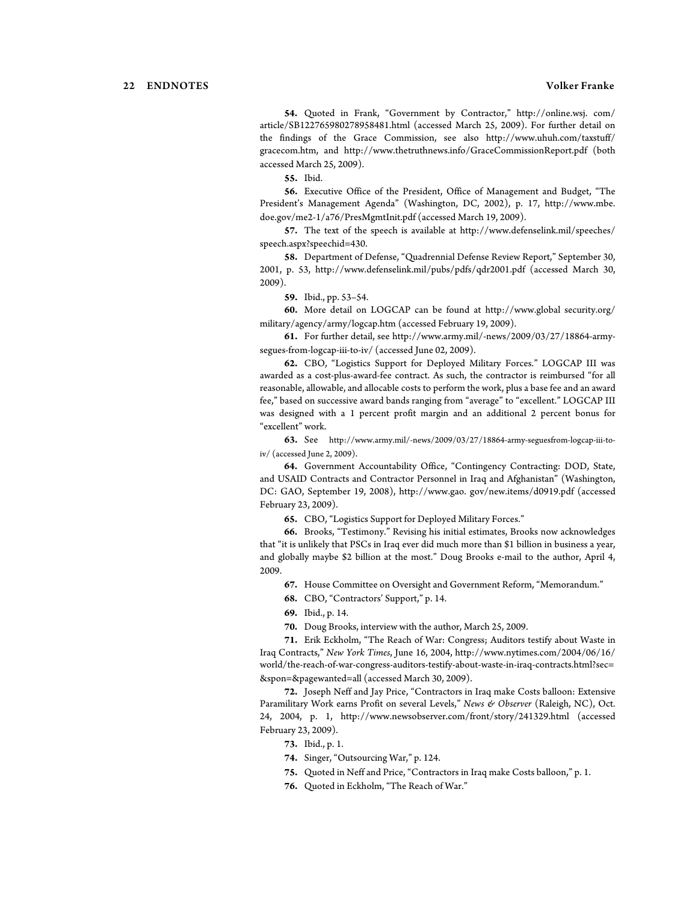**54.** Quoted in Frank, "Government by Contractor," http://online.wsj. com/ article/SB122765980278958481.html (accessed March 25, 2009). For further detail on the findings of the Grace Commission, see also http://www.uhuh.com/taxstuff/ gracecom.htm, and http://www.thetruthnews.info/GraceCommissionReport.pdf (both accessed March 25, 2009).

**55.** Ibid.

**56.** Executive Office of the President, Office of Management and Budget, "The President's Management Agenda" (Washington, DC, 2002), p. 17, http://www.mbe. doe.gov/me2-1/a76/PresMgmtInit.pdf (accessed March 19, 2009).

**57.** The text of the speech is available at http://www.defenselink.mil/speeches/ speech.aspx?speechid=430.

**58.** Department of Defense, "Quadrennial Defense Review Report," September 30, 2001, p. 53, http://www.defenselink.mil/pubs/pdfs/qdr2001.pdf (accessed March 30, 2009).

**59.** Ibid., pp. 53–54.

**60.** More detail on LOGCAP can be found at http://www.global security.org/ military/agency/army/logcap.htm (accessed February 19, 2009).

**61.** For further detail, see http://www.army.mil/-news/2009/03/27/18864-army-segues-from-logcap-iii-to-iv/ (accessed June 02, 2009).

**62.** CBO, "Logistics Support for Deployed Military Forces." LOGCAP III was awarded as a cost-plus-award-fee contract. As such, the contractor is reimbursed "for all reasonable, allowable, and allocable costs to perform the work, plus a base fee and an award fee," based on successive award bands ranging from "average" to "excellent." LOGCAP III was designed with a 1 percent profit margin and an additional 2 percent bonus for "excellent" work.

**63.** See http://www.army.mil/-news/2009/03/27/18864-army-seguesfrom-logcap-iii-to-iv/ (accessed June 2, 2009).

**64.** Government Accountability Office, "Contingency Contracting: DOD, State, and USAID Contracts and Contractor Personnel in Iraq and Afghanistan" (Washington, DC: GAO, September 19, 2008), http://www.gao. gov/new.items/d0919.pdf (accessed February 23, 2009).

**65.** CBO, "Logistics Support for Deployed Military Forces."

**66.** Brooks, "Testimony." Revising his initial estimates, Brooks now acknowledges that "it is unlikely that PSCs in Iraq ever did much more than $1 billion in business a year, and globally maybe $2 billion at the most." Doug Brooks e-mail to the author, April 4, 2009.

**67.** House Committee on Oversight and Government Reform, "Memorandum."

**68.** CBO, "Contractors' Support," p. 14.

**69.** Ibid., p. 14.

**70.** Doug Brooks, interview with the author, March 25, 2009.

**71.** Erik Eckholm, "The Reach of War: Congress; Auditors testify about Waste in Iraq Contracts," *New York Times*, June 16, 2004, http://www.nytimes.com/2004/06/16/ world/the-reach-of-war-congress-auditors-testify-about-waste-in-iraq-contracts.html?sec= &spon=&pagewanted=all (accessed March 30, 2009).

**72.** Joseph Neff and Jay Price, "Contractors in Iraq make Costs balloon: Extensive Paramilitary Work earns Profit on several Levels," *News & Observer* (Raleigh, NC), Oct. 24, 2004, p. 1, http://www.newsobserver.com/front/story/241329.html (accessed February 23, 2009).

**73.** Ibid., p. 1.

**74.** Singer, "Outsourcing War," p. 124.

**75.** Quoted in Neff and Price, "Contractors in Iraq make Costs balloon," p. 1.

**76.** Quoted in Eckholm, "The Reach of War."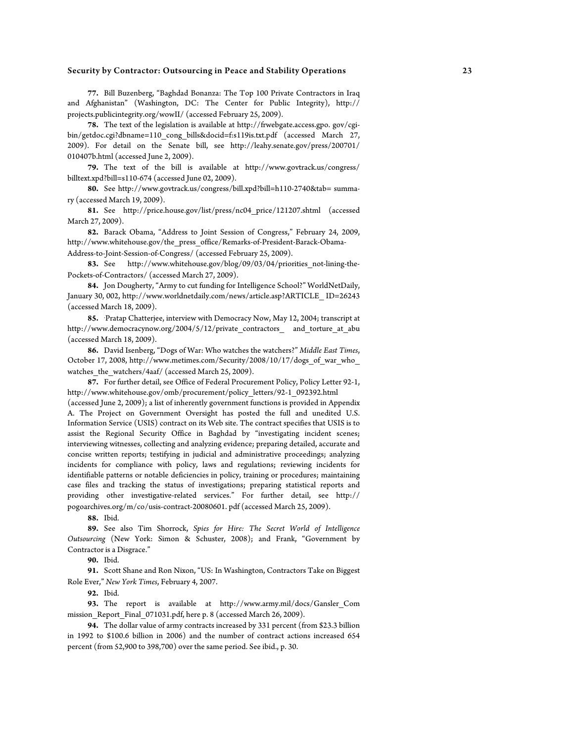**77.** Bill Buzenberg, “Baghdad Bonanza: The Top 100 Private Contractors in Iraq and Afghanistan” (Washington, DC: The Center for Public Integrity), http://projects.publicintegrity.org/wowII/ (accessed February 25, 2009).

**78.** The text of the legislation is available at http://frwebgate.access.gpo. gov/cgi-bin/getdoc.cgi?dbname=110_cong_bills&docid=f:s119is.txt.pdf (accessed March 27, 2009). For detail on the Senate bill, see http://leahy.senate.gov/press/200701/010407b.html (accessed June 2, 2009).

**79.** The text of the bill is available at http://www.govtrack.us/congress/billtext.xpd?bill=s110-674 (accessed June 02, 2009).

**80.** See http://www.govtrack.us/congress/bill.xpd?bill=h110-2740&tab= summary (accessed March 19, 2009).

**81.** See http://price.house.gov/list/press/nc04_price/121207.shtml (accessed March 27, 2009).

**82.** Barack Obama, “Address to Joint Session of Congress,” February 24, 2009, http://www.whitehouse.gov/the_press_office/Remarks-of-President-Barack-Obama-Address-to-Joint-Session-of-Congress/ (accessed February 25, 2009).

**83.** See http://www.whitehouse.gov/blog/09/03/04/priorities_not-lining-the-Pockets-of-Contractors/ (accessed March 27, 2009).

**84.** Jon Dougherty, “Army to cut funding for Intelligence School?” WorldNetDaily, January 30, 002, http://www.worldnetdaily.com/news/article.asp?ARTICLE_ ID=26243 (accessed March 18, 2009).

**85.** Pratap Chatterjee, interview with Democracy Now, May 12, 2004; transcript at http://www.democracynow.org/2004/5/12/private_contractors_ and_torture_at_abu (accessed March 18, 2009).

**86.** David Isenberg, “Dogs of War: Who watches the watchers?” *Middle East Times*, October 17, 2008, http://www.metimes.com/Security/2008/10/17/dogs_of_war_who_watches_the_watchers/4aaf/ (accessed March 25, 2009).

**87.** For further detail, see Office of Federal Procurement Policy, Policy Letter 92-1, http://www.whitehouse.gov/omb/procurement/policy_letters/92-1_092392.html (accessed June 2, 2009); a list of inherently government functions is provided in Appendix A. The Project on Government Oversight has posted the full and unedited U.S. Information Service (USIS) contract on its Web site. The contract specifies that USIS is to assist the Regional Security Office in Baghdad by “investigating incident scenes; interviewing witnesses, collecting and analyzing evidence; preparing detailed, accurate and concise written reports; testifying in judicial and administrative proceedings; analyzing incidents for compliance with policy, laws and regulations; reviewing incidents for identifiable patterns or notable deficiencies in policy, training or procedures; maintaining case files and tracking the status of investigations; preparing statistical reports and providing other investigative-related services.” For further detail, see http://pogoarchives.org/m/co/usis-contract-20080601. pdf (accessed March 25, 2009).

**88.** Ibid.

**89.** See also Tim Shorrock, *Spies for Hire: The Secret World of Intelligence Outsourcing* (New York: Simon & Schuster, 2008); and Frank, “Government by Contractor is a Disgrace.”

**90.** Ibid.

**91.** Scott Shane and Ron Nixon, “US: In Washington, Contractors Take on Biggest Role Ever,” *New York Times*, February 4, 2007.

**92.** Ibid.

**93.** The report is available at http://www.army.mil/docs/Gansler_Commission_Report_Final_071031.pdf, here p. 8 (accessed March 26, 2009).

**94.** The dollar value of army contracts increased by 331 percent (from $23.3 billion in 1992 to $100.6 billion in 2006) and the number of contract actions increased 654 percent (from 52,900 to 398,700) over the same period. See ibid., p. 30.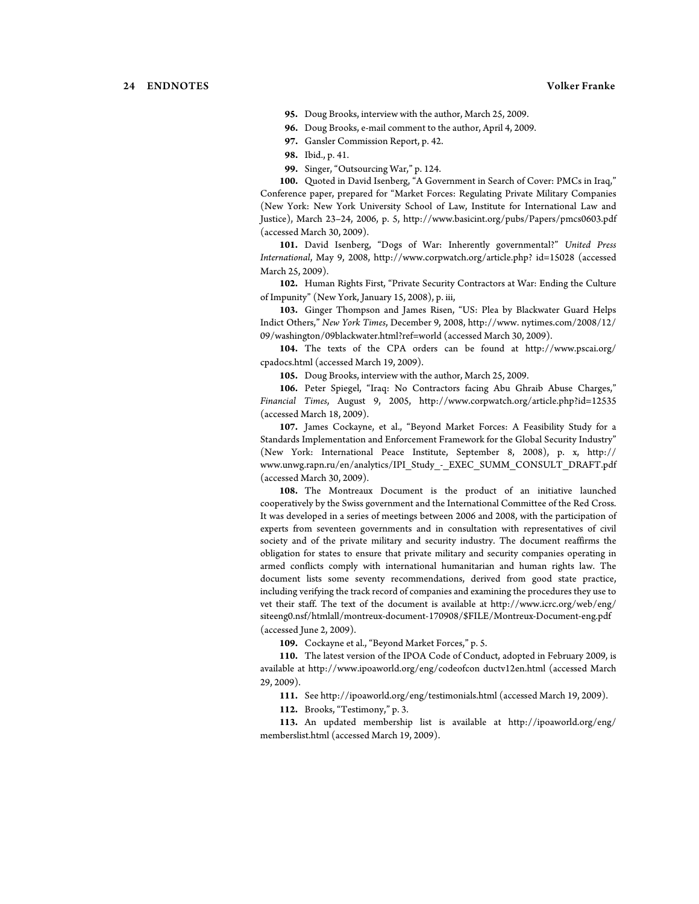**95.** Doug Brooks, interview with the author, March 25, 2009.

**96.** Doug Brooks, e-mail comment to the author, April 4, 2009.

**97.** Gansler Commission Report, p. 42.

**98.** Ibid., p. 41.

**99.** Singer, "Outsourcing War," p. 124.

**100.** Quoted in David Isenberg, "A Government in Search of Cover: PMCs in Iraq," Conference paper, prepared for "Market Forces: Regulating Private Military Companies (New York: New York University School of Law, Institute for International Law and Justice), March 23–24, 2006, p. 5, http://www.basicint.org/pubs/Papers/pmcs0603.pdf (accessed March 30, 2009).

**101.** David Isenberg, "Dogs of War: Inherently governmental?" *United Press International*, May 9, 2008, http://www.corpwatch.org/article.php? id=15028 (accessed March 25, 2009).

**102.** Human Rights First, "Private Security Contractors at War: Ending the Culture of Impunity" (New York, January 15, 2008), p. iii,

**103.** Ginger Thompson and James Risen, "US: Plea by Blackwater Guard Helps Indict Others," *New York Times*, December 9, 2008, http://www. nytimes.com/2008/12/09/washington/09blackwater.html?ref=world (accessed March 30, 2009).

**104.** The texts of the CPA orders can be found at http://www.pscai.org/cpadocs.html (accessed March 19, 2009).

**105.** Doug Brooks, interview with the author, March 25, 2009.

**106.** Peter Spiegel, "Iraq: No Contractors facing Abu Ghraib Abuse Charges," *Financial Times*, August 9, 2005, http://www.corpwatch.org/article.php?id=12535 (accessed March 18, 2009).

**107.** James Cockayne, et al., "Beyond Market Forces: A Feasibility Study for a Standards Implementation and Enforcement Framework for the Global Security Industry" (New York: International Peace Institute, September 8, 2008), p. x, http://www.unwg.rapn.ru/en/analytics/IPI_Study_-_EXEC_SUMM_CONSULT_DRAFT.pdf (accessed March 30, 2009).

**108.** The Montreaux Document is the product of an initiative launched cooperatively by the Swiss government and the International Committee of the Red Cross. It was developed in a series of meetings between 2006 and 2008, with the participation of experts from seventeen governments and in consultation with representatives of civil society and of the private military and security industry. The document reaffirms the obligation for states to ensure that private military and security companies operating in armed conflicts comply with international humanitarian and human rights law. The document lists some seventy recommendations, derived from good state practice, including verifying the track record of companies and examining the procedures they use to vet their staff. The text of the document is available at http://www.icrc.org/web/eng/siteeng0.nsf/htmlall/montreux-document-170908/$FILE/Montreux-Document-eng.pdf (accessed June 2, 2009).

**109.** Cockayne et al., "Beyond Market Forces," p. 5.

**110.** The latest version of the IPOA Code of Conduct, adopted in February 2009, is available at http://www.ipoaworld.org/eng/codeofcon ductv12en.html (accessed March 29, 2009).

**111.** See http://ipoaworld.org/eng/testimonials.html (accessed March 19, 2009).

**112.** Brooks, "Testimony," p. 3.

**113.** An updated membership list is available at http://ipoaworld.org/eng/memberslist.html (accessed March 19, 2009).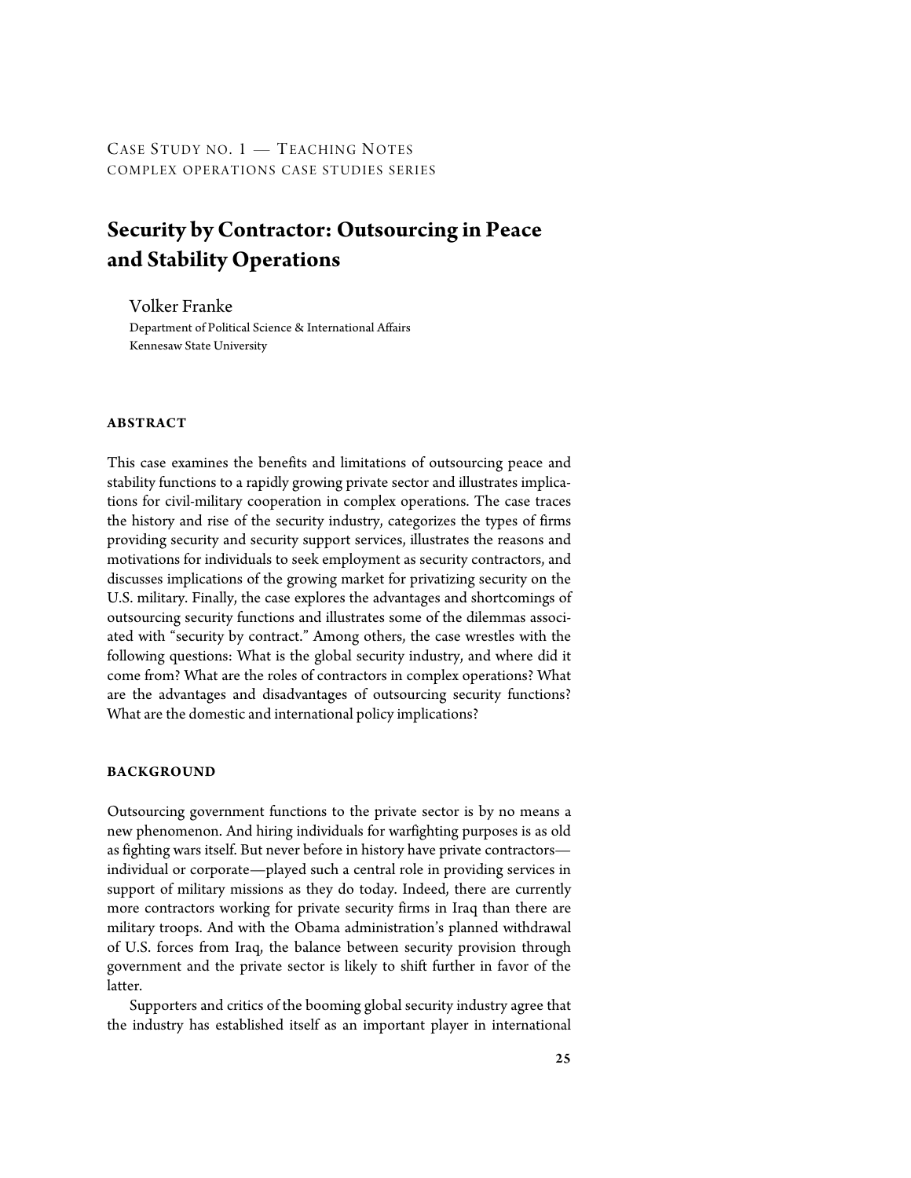CASE STUDY NO. 1 — TEACHING NOTES
COMPLEX OPERATIONS CASE STUDIES SERIES

# Security by Contractor: Outsourcing in Peace and Stability Operations

Volker Franke
Department of Political Science & International Affairs
Kennesaw State University

## ABSTRACT

This case examines the benefits and limitations of outsourcing peace and stability functions to a rapidly growing private sector and illustrates implications for civil-military cooperation in complex operations. The case traces the history and rise of the security industry, categorizes the types of firms providing security and security support services, illustrates the reasons and motivations for individuals to seek employment as security contractors, and discusses implications of the growing market for privatizing security on the U.S. military. Finally, the case explores the advantages and shortcomings of outsourcing security functions and illustrates some of the dilemmas associated with "security by contract." Among others, the case wrestles with the following questions: What is the global security industry, and where did it come from? What are the roles of contractors in complex operations? What are the advantages and disadvantages of outsourcing security functions? What are the domestic and international policy implications?

## BACKGROUND

Outsourcing government functions to the private sector is by no means a new phenomenon. And hiring individuals for warfighting purposes is as old as fighting wars itself. But never before in history have private contractors—individual or corporate—played such a central role in providing services in support of military missions as they do today. Indeed, there are currently more contractors working for private security firms in Iraq than there are military troops. And with the Obama administration's planned withdrawal of U.S. forces from Iraq, the balance between security provision through government and the private sector is likely to shift further in favor of the latter.

Supporters and critics of the booming global security industry agree that the industry has established itself as an important player in international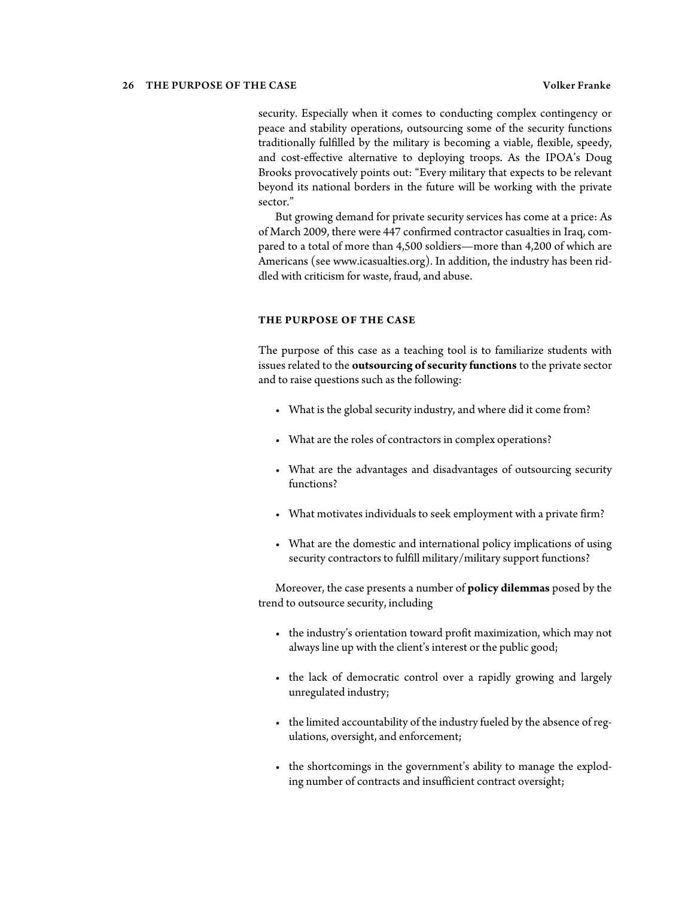security. Especially when it comes to conducting complex contingency or peace and stability operations, outsourcing some of the security functions traditionally fulfilled by the military is becoming a viable, flexible, speedy, and cost-effective alternative to deploying troops. As the IPOA's Doug Brooks provocatively points out: "Every military that expects to be relevant beyond its national borders in the future will be working with the private sector."

But growing demand for private security services has come at a price: As of March 2009, there were 447 confirmed contractor casualties in Iraq, compared to a total of more than 4,500 soldiers—more than 4,200 of which are Americans (see www.icasualties.org). In addition, the industry has been riddled with criticism for waste, fraud, and abuse.

## THE PURPOSE OF THE CASE

The purpose of this case as a teaching tool is to familiarize students with issues related to the **outsourcing of security functions** to the private sector and to raise questions such as the following:

- What is the global security industry, and where did it come from?
- What are the roles of contractors in complex operations?
- What are the advantages and disadvantages of outsourcing security functions?
- What motivates individuals to seek employment with a private firm?
- What are the domestic and international policy implications of using security contractors to fulfill military/military support functions?

Moreover, the case presents a number of **policy dilemmas** posed by the trend to outsource security, including

- the industry's orientation toward profit maximization, which may not always line up with the client's interest or the public good;
- the lack of democratic control over a rapidly growing and largely unregulated industry;
- the limited accountability of the industry fueled by the absence of regulations, oversight, and enforcement;
- the shortcomings in the government's ability to manage the exploding number of contracts and insufficient contract oversight;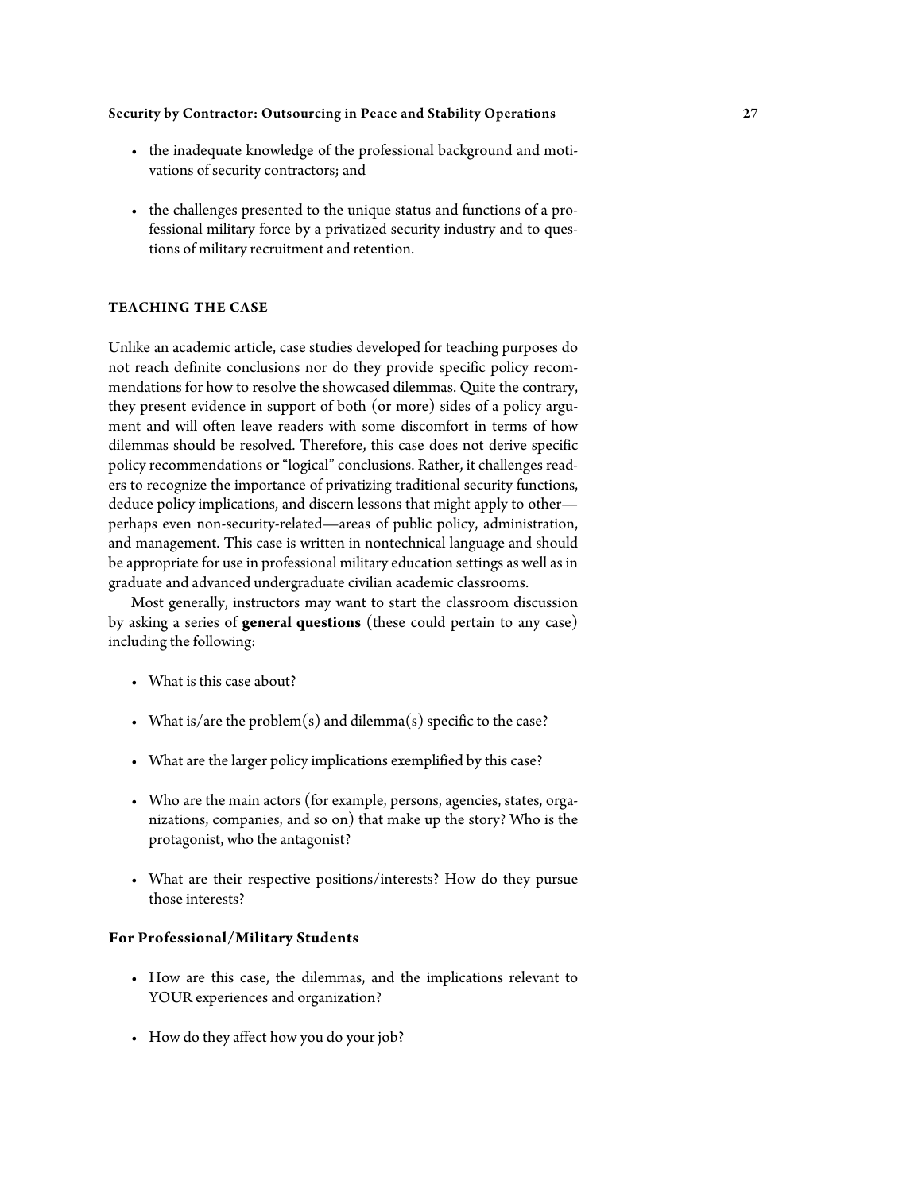- the inadequate knowledge of the professional background and motivations of security contractors; and

- the challenges presented to the unique status and functions of a professional military force by a privatized security industry and to questions of military recruitment and retention.

## TEACHING THE CASE

Unlike an academic article, case studies developed for teaching purposes do not reach definite conclusions nor do they provide specific policy recommendations for how to resolve the showcased dilemmas. Quite the contrary, they present evidence in support of both (or more) sides of a policy argument and will often leave readers with some discomfort in terms of how dilemmas should be resolved. Therefore, this case does not derive specific policy recommendations or "logical" conclusions. Rather, it challenges readers to recognize the importance of privatizing traditional security functions, deduce policy implications, and discern lessons that might apply to other—perhaps even non-security-related—areas of public policy, administration, and management. This case is written in nontechnical language and should be appropriate for use in professional military education settings as well as in graduate and advanced undergraduate civilian academic classrooms.

Most generally, instructors may want to start the classroom discussion by asking a series of **general questions** (these could pertain to any case) including the following:

- What is this case about?

- What is/are the problem(s) and dilemma(s) specific to the case?

- What are the larger policy implications exemplified by this case?

- Who are the main actors (for example, persons, agencies, states, organizations, companies, and so on) that make up the story? Who is the protagonist, who the antagonist?

- What are their respective positions/interests? How do they pursue those interests?

### For Professional/Military Students

- How are this case, the dilemmas, and the implications relevant to YOUR experiences and organization?

- How do they affect how you do your job?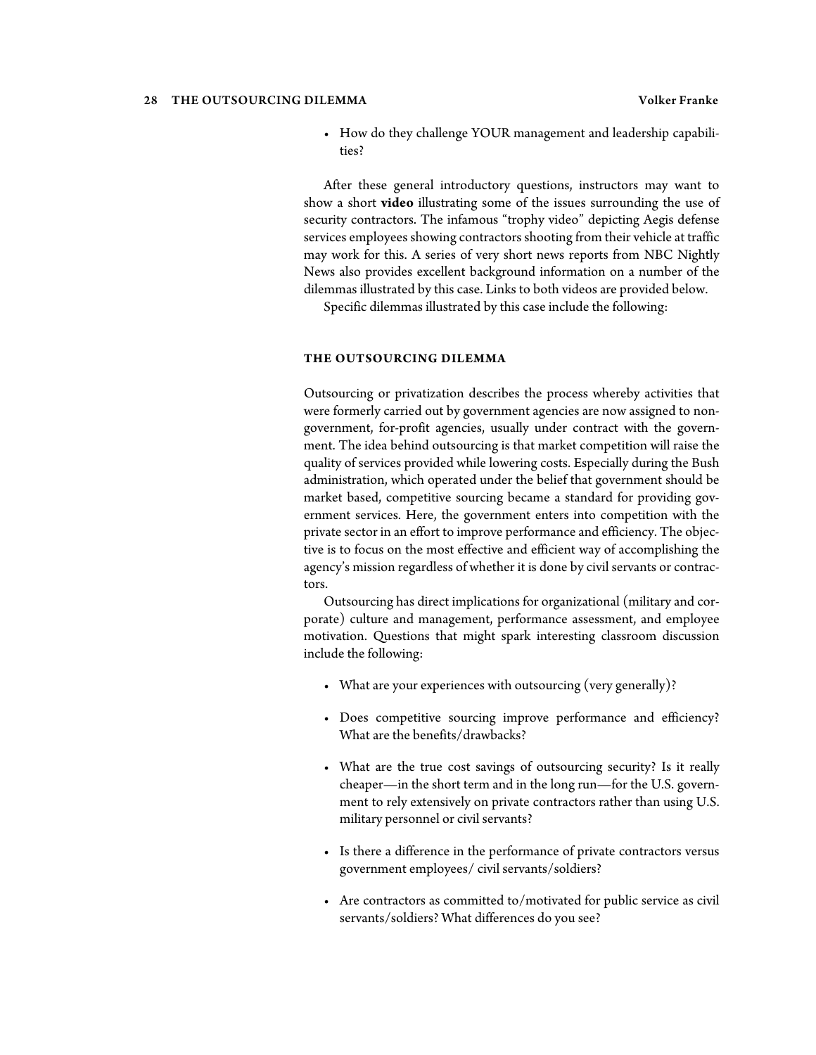- How do they challenge YOUR management and leadership capabilities?

After these general introductory questions, instructors may want to show a short **video** illustrating some of the issues surrounding the use of security contractors. The infamous "trophy video" depicting Aegis defense services employees showing contractors shooting from their vehicle at traffic may work for this. A series of very short news reports from NBC Nightly News also provides excellent background information on a number of the dilemmas illustrated by this case. Links to both videos are provided below.

Specific dilemmas illustrated by this case include the following:

## THE OUTSOURCING DILEMMA

Outsourcing or privatization describes the process whereby activities that were formerly carried out by government agencies are now assigned to non-government, for-profit agencies, usually under contract with the government. The idea behind outsourcing is that market competition will raise the quality of services provided while lowering costs. Especially during the Bush administration, which operated under the belief that government should be market based, competitive sourcing became a standard for providing government services. Here, the government enters into competition with the private sector in an effort to improve performance and efficiency. The objective is to focus on the most effective and efficient way of accomplishing the agency's mission regardless of whether it is done by civil servants or contractors.

Outsourcing has direct implications for organizational (military and corporate) culture and management, performance assessment, and employee motivation. Questions that might spark interesting classroom discussion include the following:

- What are your experiences with outsourcing (very generally)?
- Does competitive sourcing improve performance and efficiency? What are the benefits/drawbacks?
- What are the true cost savings of outsourcing security? Is it really cheaper—in the short term and in the long run—for the U.S. government to rely extensively on private contractors rather than using U.S. military personnel or civil servants?
- Is there a difference in the performance of private contractors versus government employees/ civil servants/soldiers?
- Are contractors as committed to/motivated for public service as civil servants/soldiers? What differences do you see?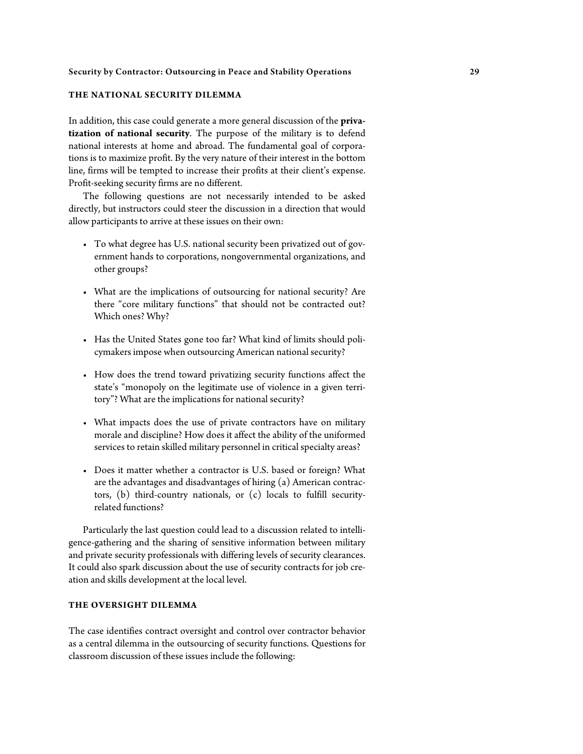### THE NATIONAL SECURITY DILEMMA

In addition, this case could generate a more general discussion of the **privatization of national security**. The purpose of the military is to defend national interests at home and abroad. The fundamental goal of corporations is to maximize profit. By the very nature of their interest in the bottom line, firms will be tempted to increase their profits at their client's expense. Profit-seeking security firms are no different.

The following questions are not necessarily intended to be asked directly, but instructors could steer the discussion in a direction that would allow participants to arrive at these issues on their own:

- To what degree has U.S. national security been privatized out of government hands to corporations, nongovernmental organizations, and other groups?
- What are the implications of outsourcing for national security? Are there "core military functions" that should not be contracted out? Which ones? Why?
- Has the United States gone too far? What kind of limits should policymakers impose when outsourcing American national security?
- How does the trend toward privatizing security functions affect the state's "monopoly on the legitimate use of violence in a given territory"? What are the implications for national security?
- What impacts does the use of private contractors have on military morale and discipline? How does it affect the ability of the uniformed services to retain skilled military personnel in critical specialty areas?
- Does it matter whether a contractor is U.S. based or foreign? What are the advantages and disadvantages of hiring (a) American contractors, (b) third-country nationals, or (c) locals to fulfill security-related functions?

Particularly the last question could lead to a discussion related to intelligence-gathering and the sharing of sensitive information between military and private security professionals with differing levels of security clearances. It could also spark discussion about the use of security contracts for job creation and skills development at the local level.

### THE OVERSIGHT DILEMMA

The case identifies contract oversight and control over contractor behavior as a central dilemma in the outsourcing of security functions. Questions for classroom discussion of these issues include the following: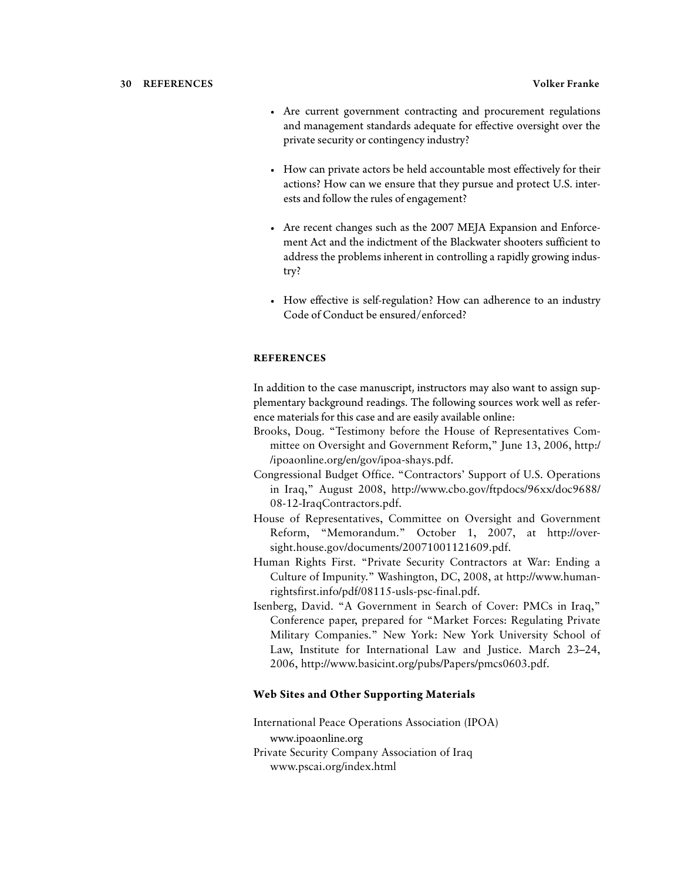- Are current government contracting and procurement regulations and management standards adequate for effective oversight over the private security or contingency industry?

- How can private actors be held accountable most effectively for their actions? How can we ensure that they pursue and protect U.S. interests and follow the rules of engagement?

- Are recent changes such as the 2007 MEJA Expansion and Enforcement Act and the indictment of the Blackwater shooters sufficient to address the problems inherent in controlling a rapidly growing industry?

- How effective is self-regulation? How can adherence to an industry Code of Conduct be ensured/enforced?

## REFERENCES

In addition to the case manuscript, instructors may also want to assign supplementary background readings. The following sources work well as reference materials for this case and are easily available online:

Brooks, Doug. "Testimony before the House of Representatives Committee on Oversight and Government Reform," June 13, 2006, http://ipoaonline.org/en/gov/ipoa-shays.pdf.

Congressional Budget Office. "Contractors' Support of U.S. Operations in Iraq," August 2008, http://www.cbo.gov/ftpdocs/96xx/doc9688/08-12-IraqContractors.pdf.

House of Representatives, Committee on Oversight and Government Reform, "Memorandum." October 1, 2007, at http://oversight.house.gov/documents/20071001121609.pdf.

Human Rights First. "Private Security Contractors at War: Ending a Culture of Impunity." Washington, DC, 2008, at http://www.humanrightsfirst.info/pdf/08115-usls-psc-final.pdf.

Isenberg, David. "A Government in Search of Cover: PMCs in Iraq," Conference paper, prepared for "Market Forces: Regulating Private Military Companies." New York: New York University School of Law, Institute for International Law and Justice. March 23–24, 2006, http://www.basicint.org/pubs/Papers/pmcs0603.pdf.

### Web Sites and Other Supporting Materials

International Peace Operations Association (IPOA)
www.ipoaonline.org

Private Security Company Association of Iraq
www.pscai.org/index.html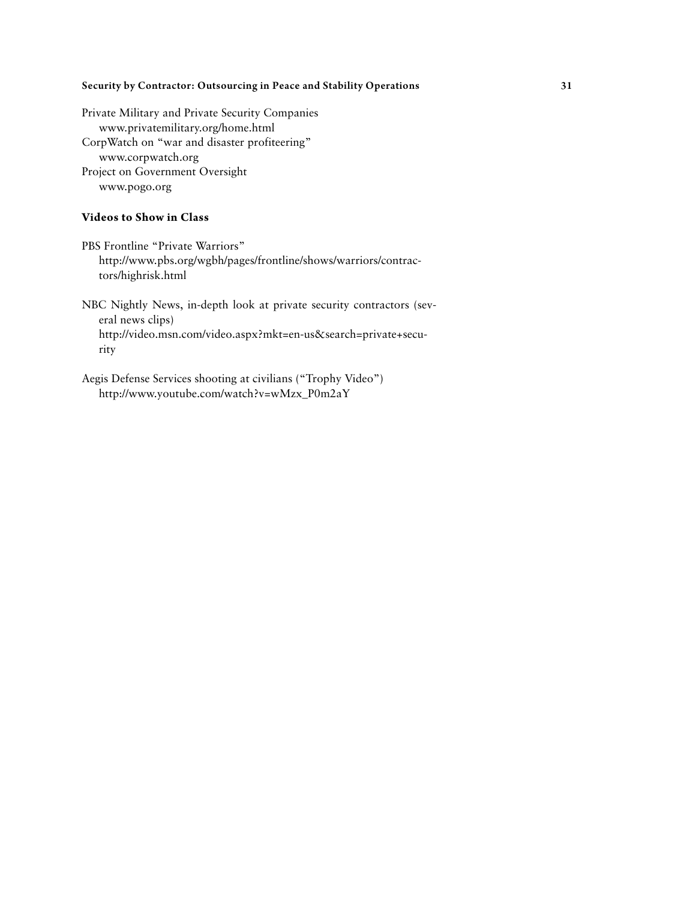Private Military and Private Security Companies
www.privatemilitary.org/home.html

CorpWatch on "war and disaster profiteering"
www.corpwatch.org

Project on Government Oversight
www.pogo.org

### Videos to Show in Class

PBS Frontline "Private Warriors"
http://www.pbs.org/wgbh/pages/frontline/shows/warriors/contractors/highrisk.html

NBC Nightly News, in-depth look at private security contractors (several news clips)
http://video.msn.com/video.aspx?mkt=en-us&search=private+security

Aegis Defense Services shooting at civilians ("Trophy Video")
http://www.youtube.com/watch?v=wMzx_P0m2aY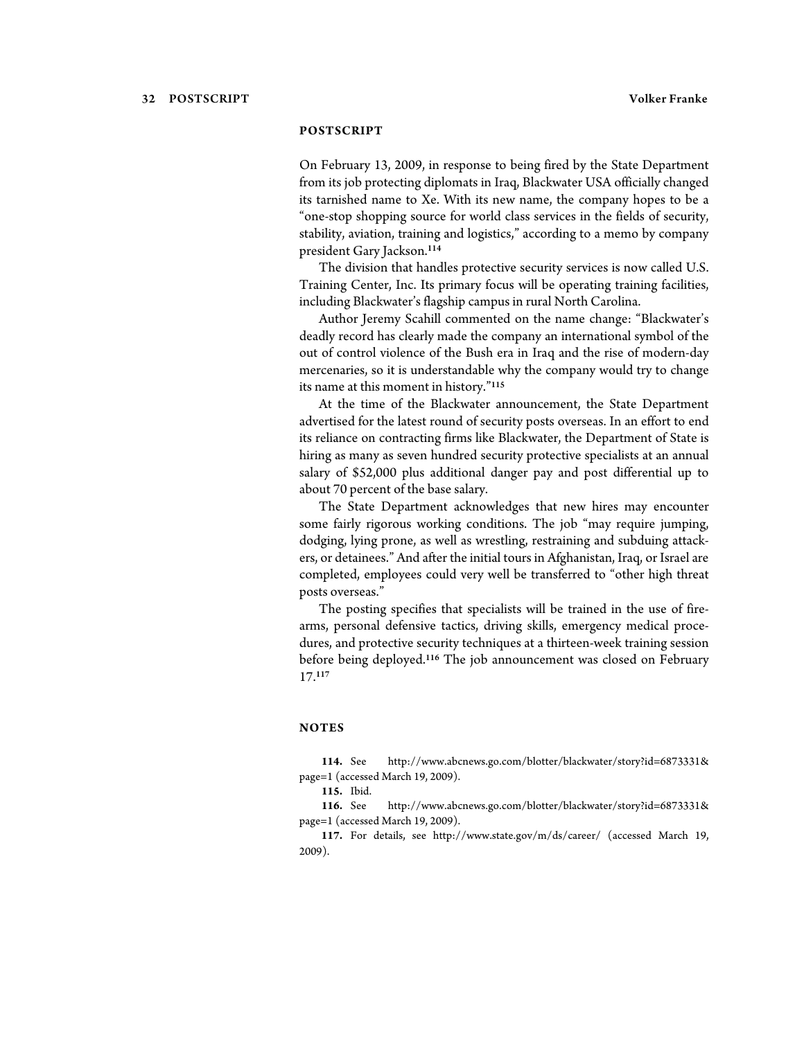## POSTSCRIPT

On February 13, 2009, in response to being fired by the State Department from its job protecting diplomats in Iraq, Blackwater USA officially changed its tarnished name to Xe. With its new name, the company hopes to be a "one-stop shopping source for world class services in the fields of security, stability, aviation, training and logistics," according to a memo by company president Gary Jackson.[114]

The division that handles protective security services is now called U.S. Training Center, Inc. Its primary focus will be operating training facilities, including Blackwater's flagship campus in rural North Carolina.

Author Jeremy Scahill commented on the name change: "Blackwater's deadly record has clearly made the company an international symbol of the out of control violence of the Bush era in Iraq and the rise of modern-day mercenaries, so it is understandable why the company would try to change its name at this moment in history."[115]

At the time of the Blackwater announcement, the State Department advertised for the latest round of security posts overseas. In an effort to end its reliance on contracting firms like Blackwater, the Department of State is hiring as many as seven hundred security protective specialists at an annual salary of $52,000 plus additional danger pay and post differential up to about 70 percent of the base salary.

The State Department acknowledges that new hires may encounter some fairly rigorous working conditions. The job "may require jumping, dodging, lying prone, as well as wrestling, restraining and subduing attackers, or detainees." And after the initial tours in Afghanistan, Iraq, or Israel are completed, employees could very well be transferred to "other high threat posts overseas."

The posting specifies that specialists will be trained in the use of firearms, personal defensive tactics, driving skills, emergency medical procedures, and protective security techniques at a thirteen-week training session before being deployed.[116] The job announcement was closed on February 17.[117]

## NOTES

**114.** See http://www.abcnews.go.com/blotter/blackwater/story?id=6873331&page=1 (accessed March 19, 2009).

**115.** Ibid.

**116.** See http://www.abcnews.go.com/blotter/blackwater/story?id=6873331&page=1 (accessed March 19, 2009).

**117.** For details, see http://www.state.gov/m/ds/career/ (accessed March 19, 2009).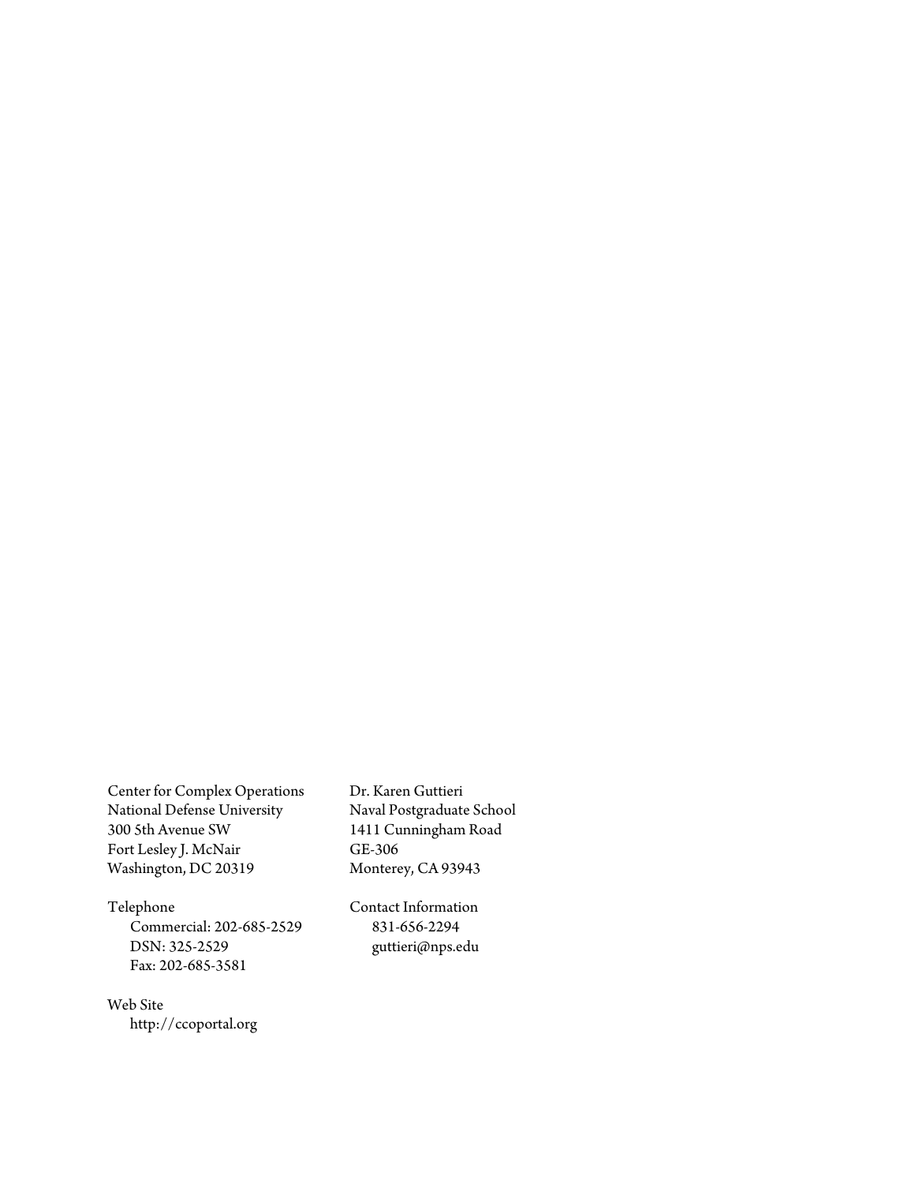Center for Complex Operations
National Defense University
300 5th Avenue SW
Fort Lesley J. McNair
Washington, DC 20319

Telephone
  Commercial: 202-685-2529
  DSN: 325-2529
  Fax: 202-685-3581

Web Site
  http://ccoportal.org

Dr. Karen Guttieri
Naval Postgraduate School
1411 Cunningham Road
GE-306
Monterey, CA 93943

Contact Information
  831-656-2294
  guttieri@nps.edu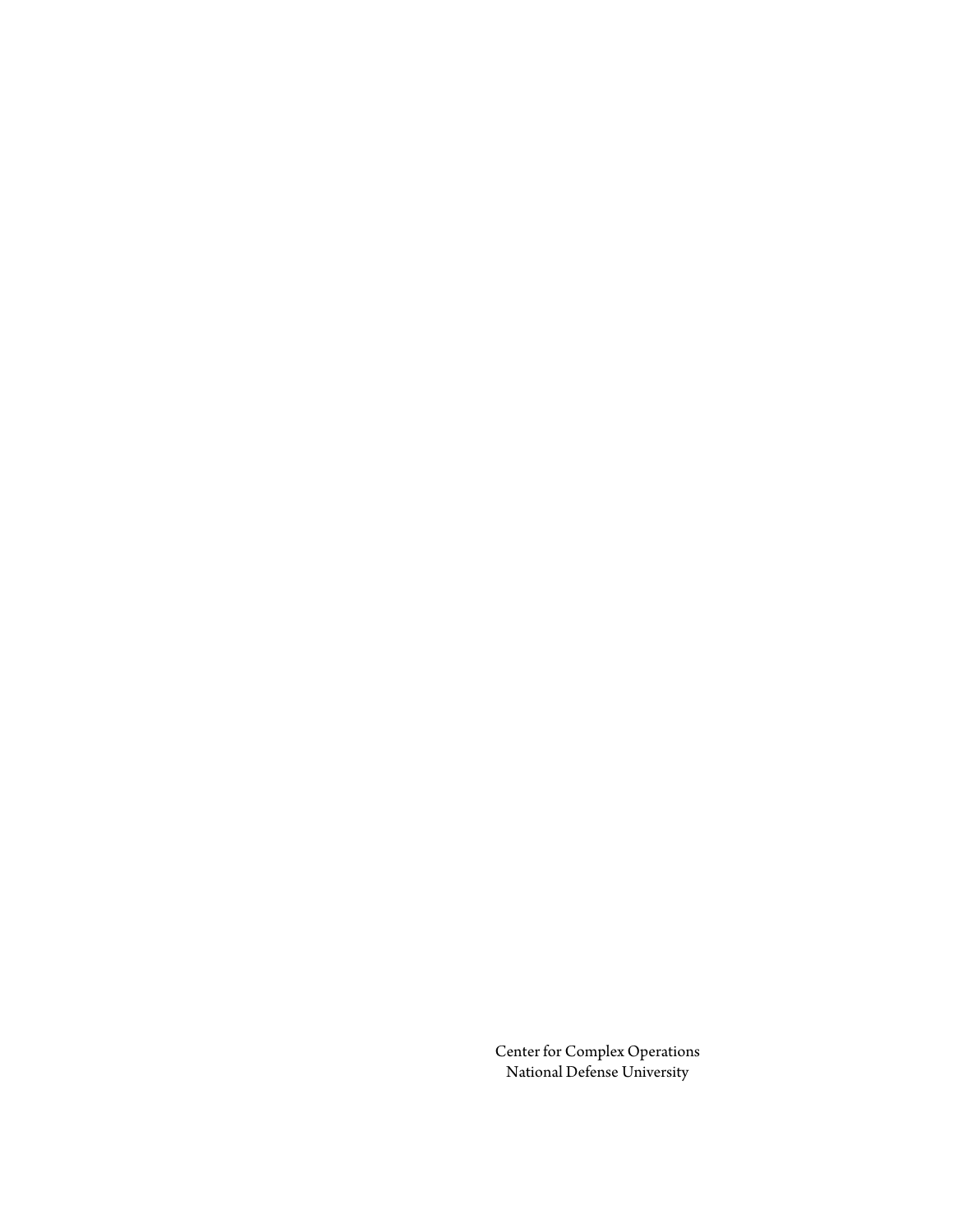Center for Complex Operations
National Defense University